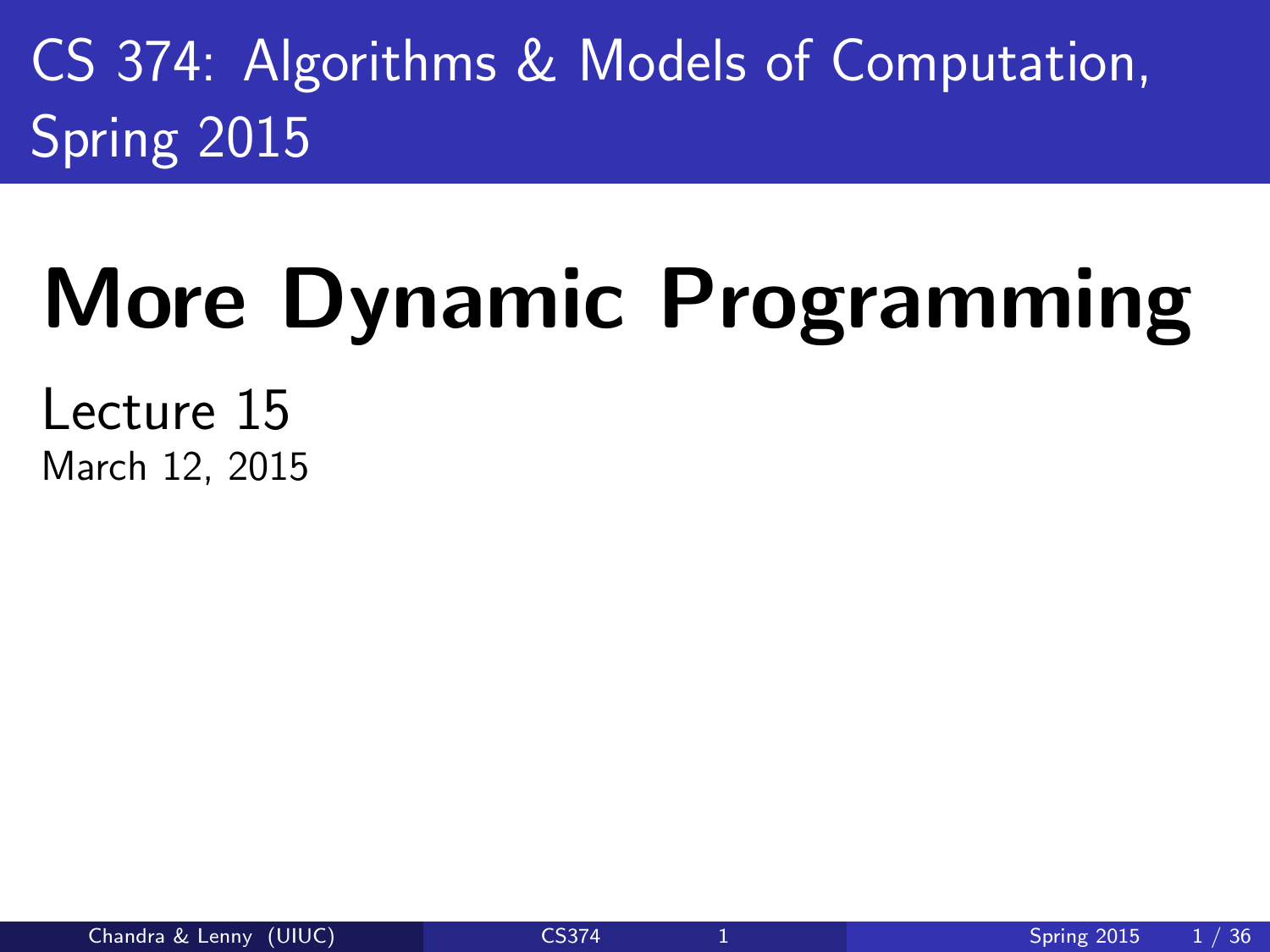# CS 374: Algorithms & Models of Computation, Spring 2015

# More Dynamic Programming

Lecture 15

March 12, 2015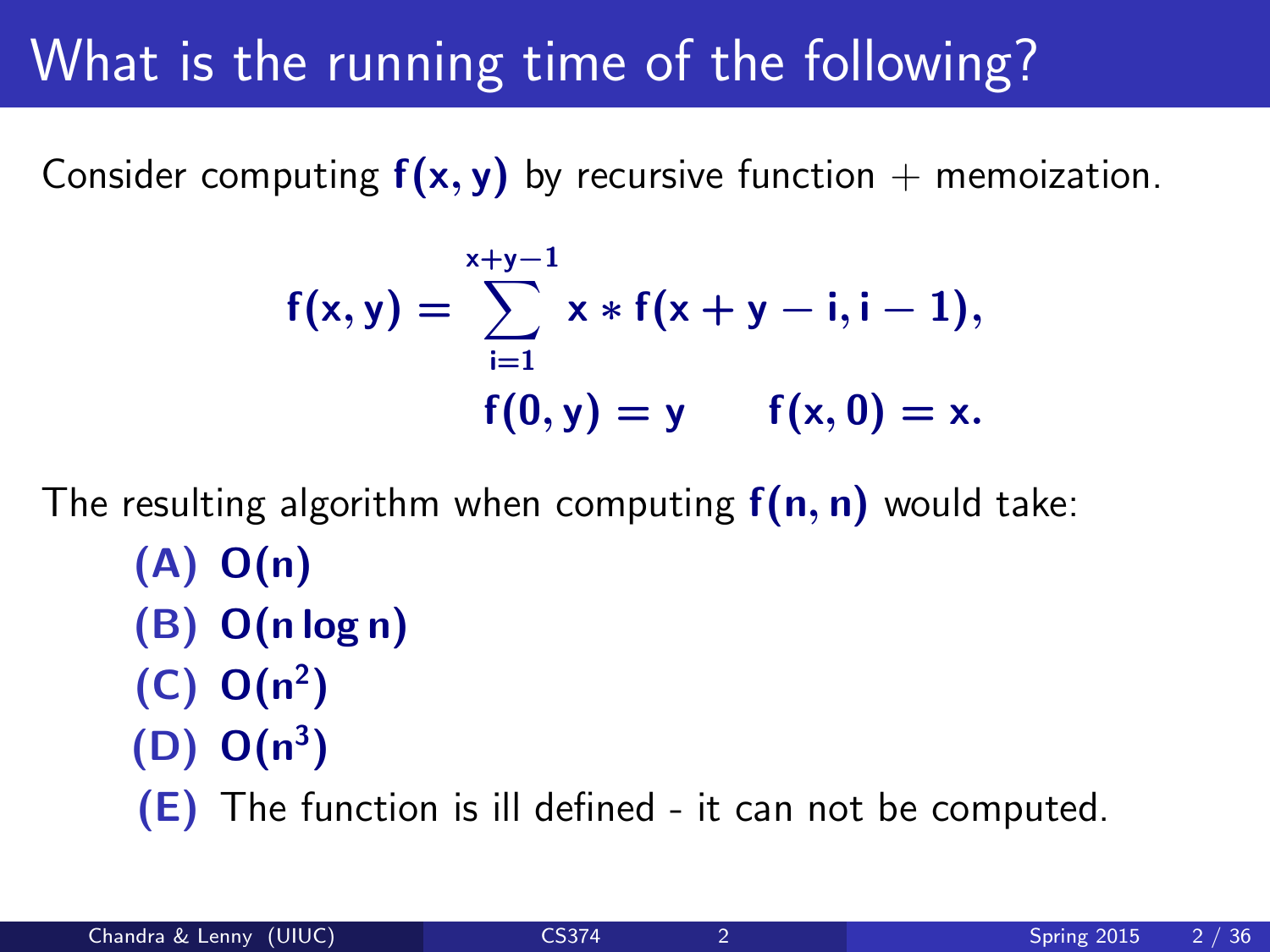# What is the running time of the following?

Consider computing $\mathbf{f(x, y)}$ by recursive function + memoization.

$$\mathbf{f(x, y)} = \sum_{\mathbf{i=1}}^{\mathbf{x+y-1}} \mathbf{x * f(x + y - i, i - 1)},$$
$$\mathbf{f(0, y) = y} \qquad \mathbf{f(x, 0) = x.}$$

The resulting algorithm when computing $\mathbf{f(n, n)}$ would take:

- **(A)** $\mathbf{O(n)}$
- **(B)** $\mathbf{O(n \log n)}$
- **(C)** $\mathbf{O(n^2)}$
- **(D)** $\mathbf{O(n^3)}$
- **(E)** The function is ill defined - it can not be computed.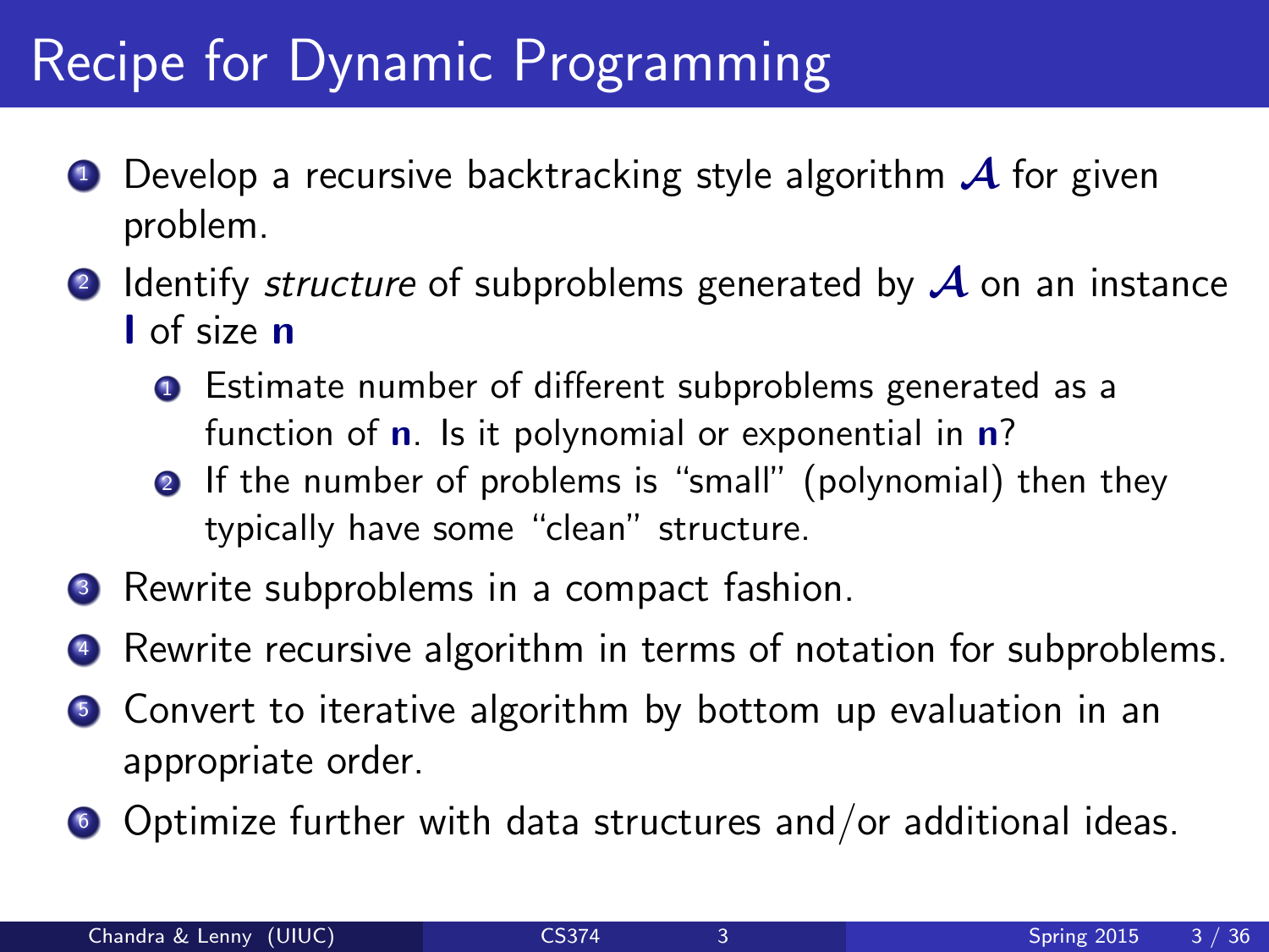# Recipe for Dynamic Programming

1. Develop a recursive backtracking style algorithm $\mathcal{A}$ for given problem.
2. Identify *structure* of subproblems generated by $\mathcal{A}$ on an instance $\mathbf{I}$ of size $\mathbf{n}$
   1. Estimate number of different subproblems generated as a function of $\mathbf{n}$. Is it polynomial or exponential in $\mathbf{n}$?
   2. If the number of problems is "small" (polynomial) then they typically have some "clean" structure.
3. Rewrite subproblems in a compact fashion.
4. Rewrite recursive algorithm in terms of notation for subproblems.
5. Convert to iterative algorithm by bottom up evaluation in an appropriate order.
6. Optimize further with data structures and/or additional ideas.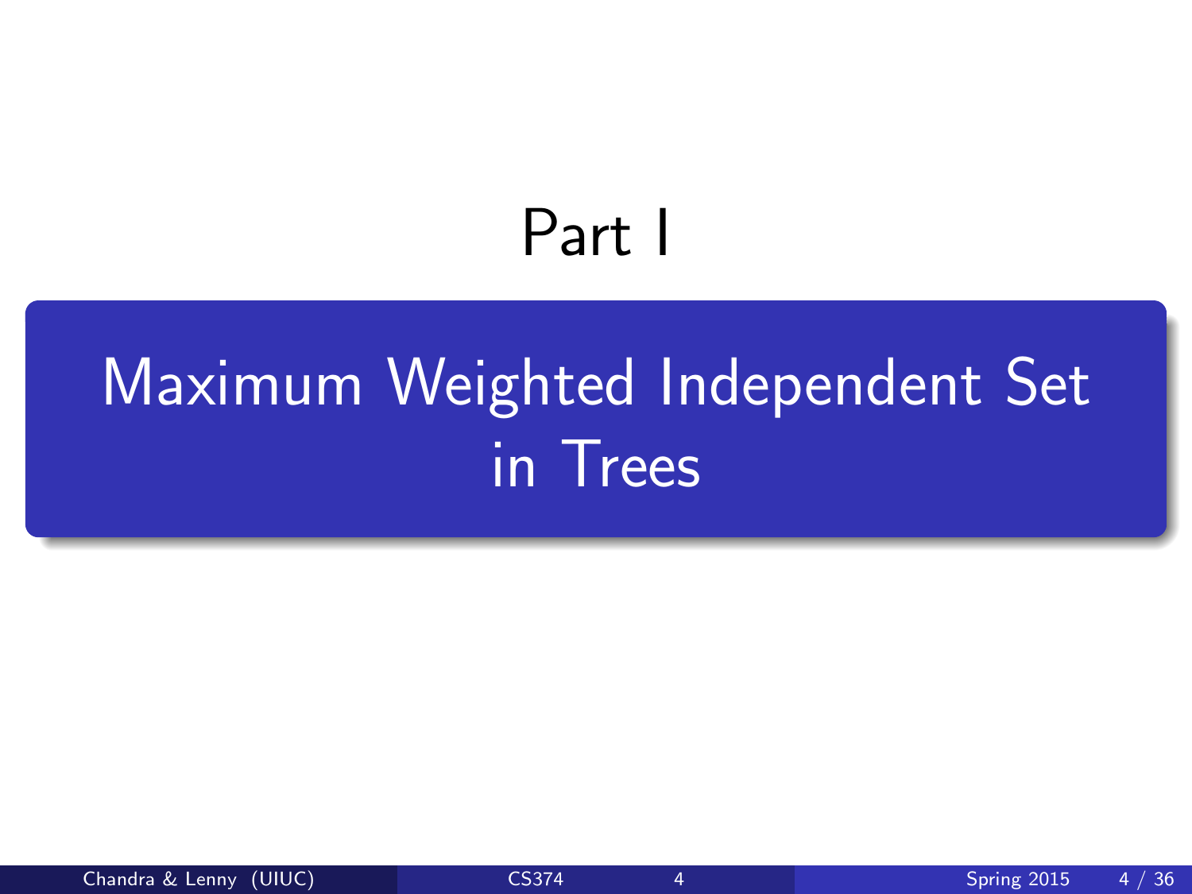# Part I

## Maximum Weighted Independent Set in Trees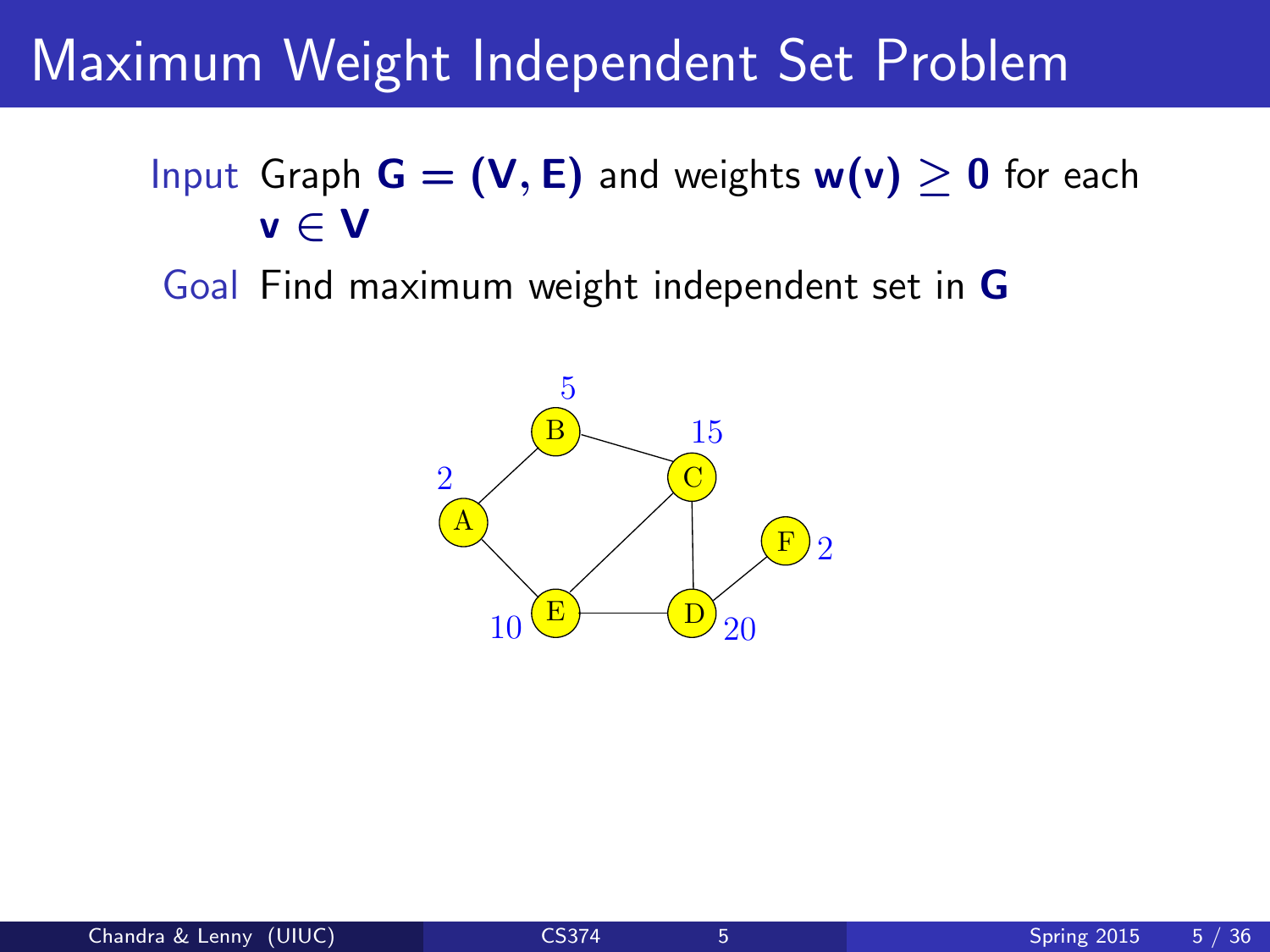# Maximum Weight Independent Set Problem

**Input** Graph $G = (V, E)$ and weights $w(v) \geq 0$ for each $v \in V$

**Goal** Find maximum weight independent set in $G$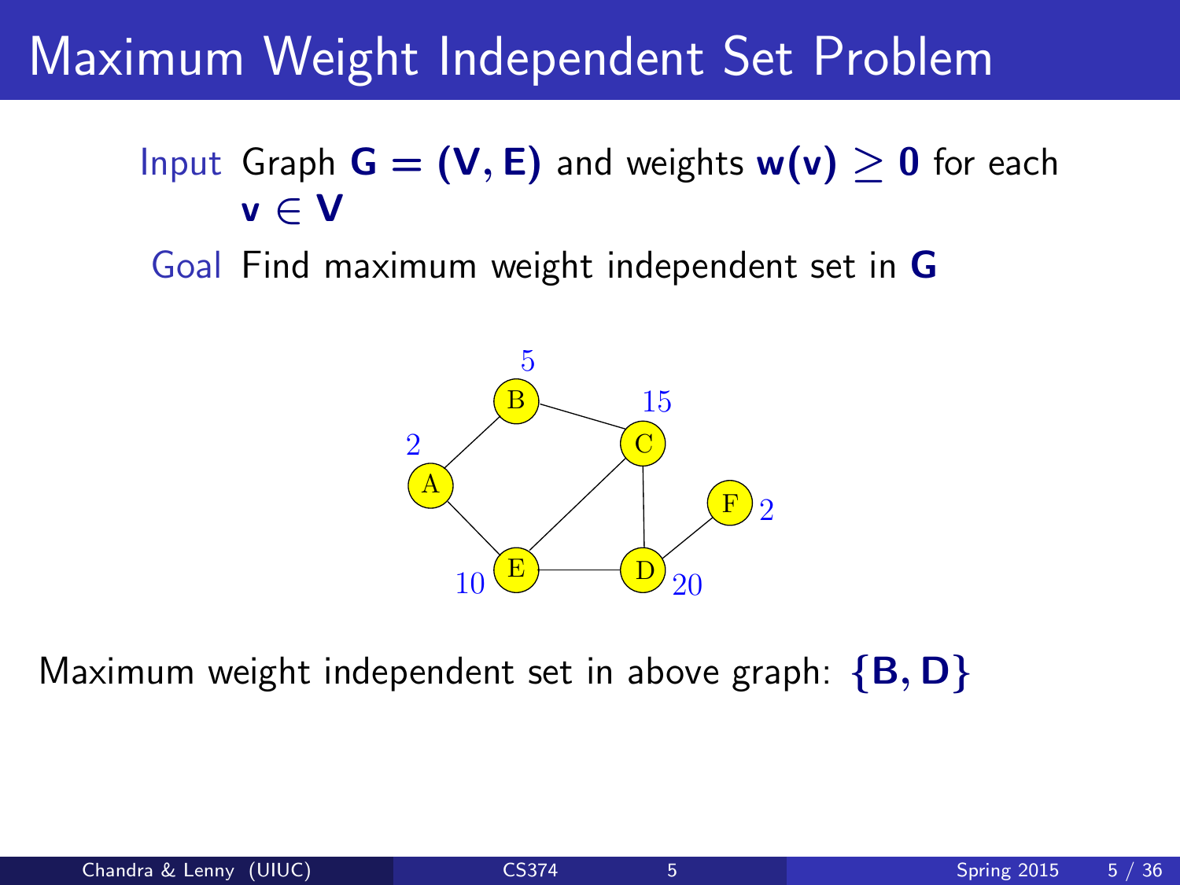# Maximum Weight Independent Set Problem

**Input** Graph $\mathbf{G = (V, E)}$ and weights $\mathbf{w(v) \geq 0}$ for each $\mathbf{v \in V}$

**Goal** Find maximum weight independent set in $\mathbf{G}$

Maximum weight independent set in above graph: $\mathbf{\{B, D\}}$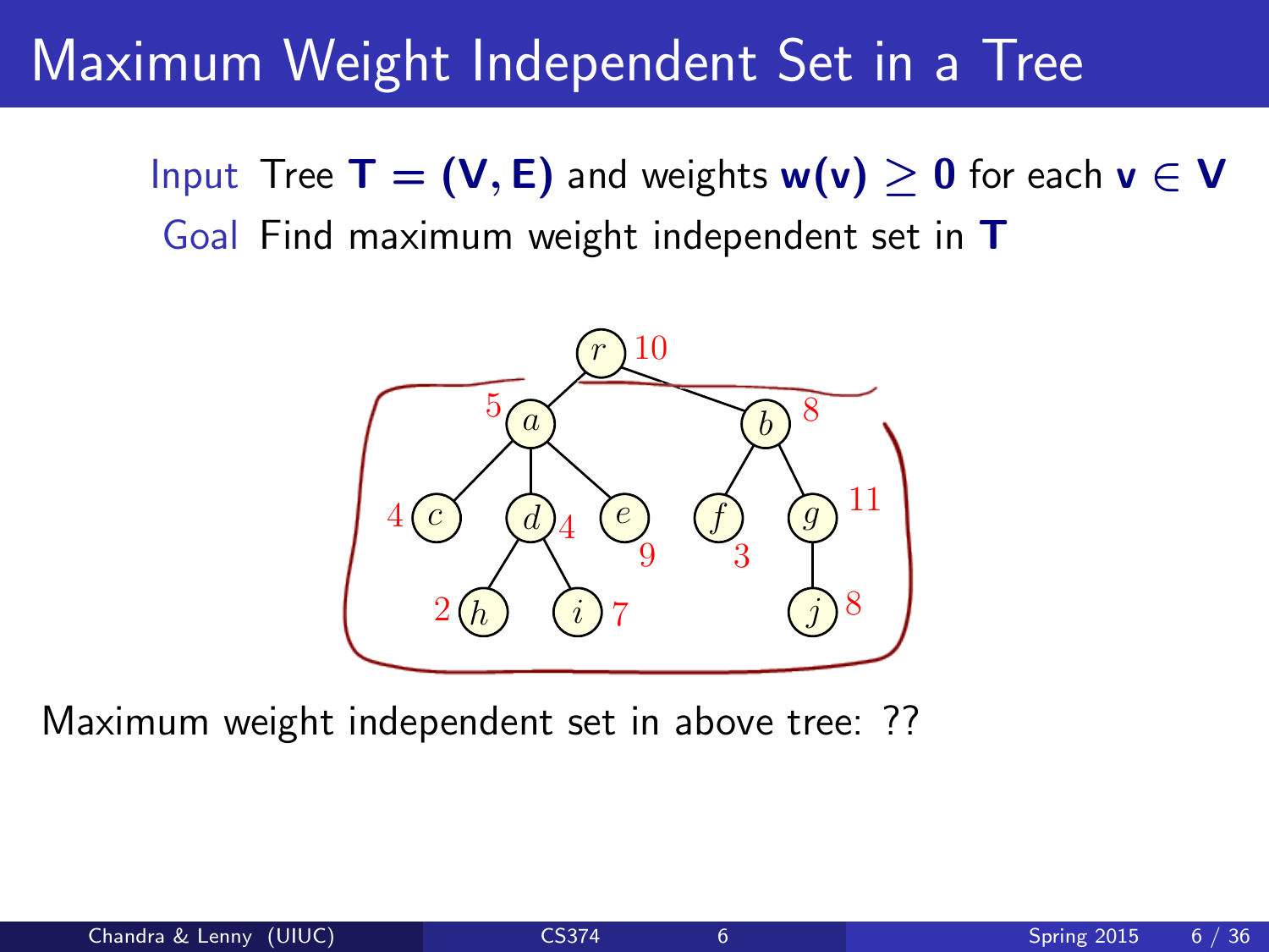# Maximum Weight Independent Set in a Tree

**Input** Tree $\mathbf{T = (V, E)}$ and weights $\mathbf{w(v)} \geq \mathbf{0}$ for each $\mathbf{v} \in \mathbf{V}$

**Goal** Find maximum weight independent set in $\mathbf{T}$

Maximum weight independent set in above tree: ??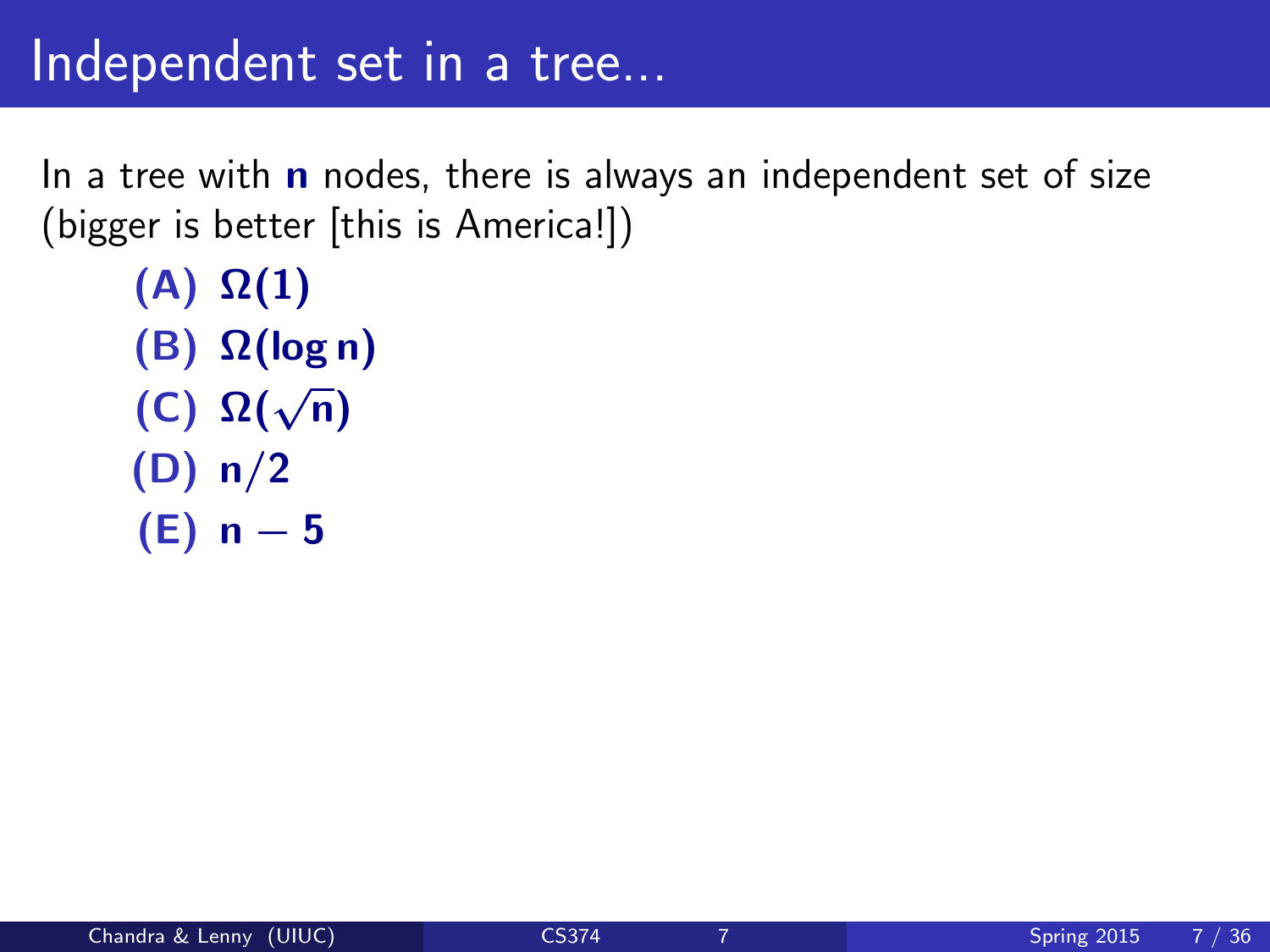# Independent set in a tree...

In a tree with $\mathbf{n}$ nodes, there is always an independent set of size (bigger is better [this is America!])

**(A)** $\Omega(1)$

**(B)** $\Omega(\log n)$

**(C)** $\Omega(\sqrt{n})$

**(D)** $n/2$

**(E)** $n - 5$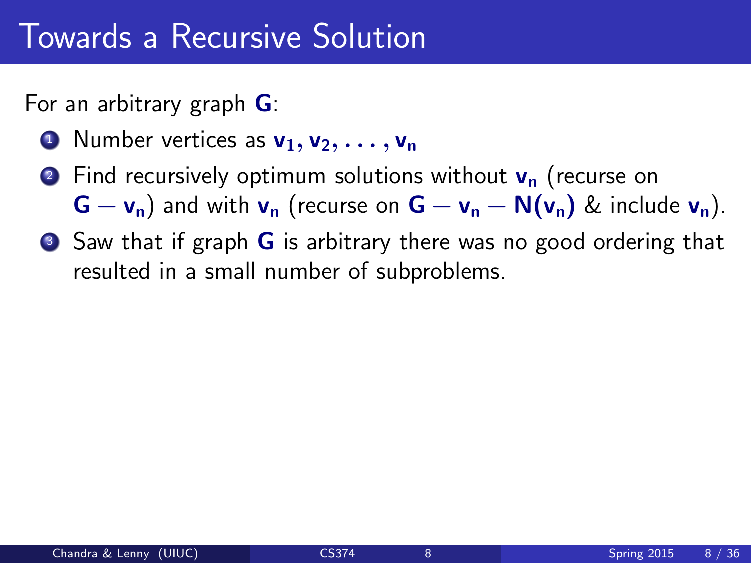# Towards a Recursive Solution

For an arbitrary graph $\mathbf{G}$:

1. Number vertices as $\mathbf{v_1, v_2, \ldots, v_n}$
2. Find recursively optimum solutions without $\mathbf{v_n}$ (recurse on $\mathbf{G - v_n}$) and with $\mathbf{v_n}$ (recurse on $\mathbf{G - v_n - N(v_n)}$ & include $\mathbf{v_n}$).
3. Saw that if graph $\mathbf{G}$ is arbitrary there was no good ordering that resulted in a small number of subproblems.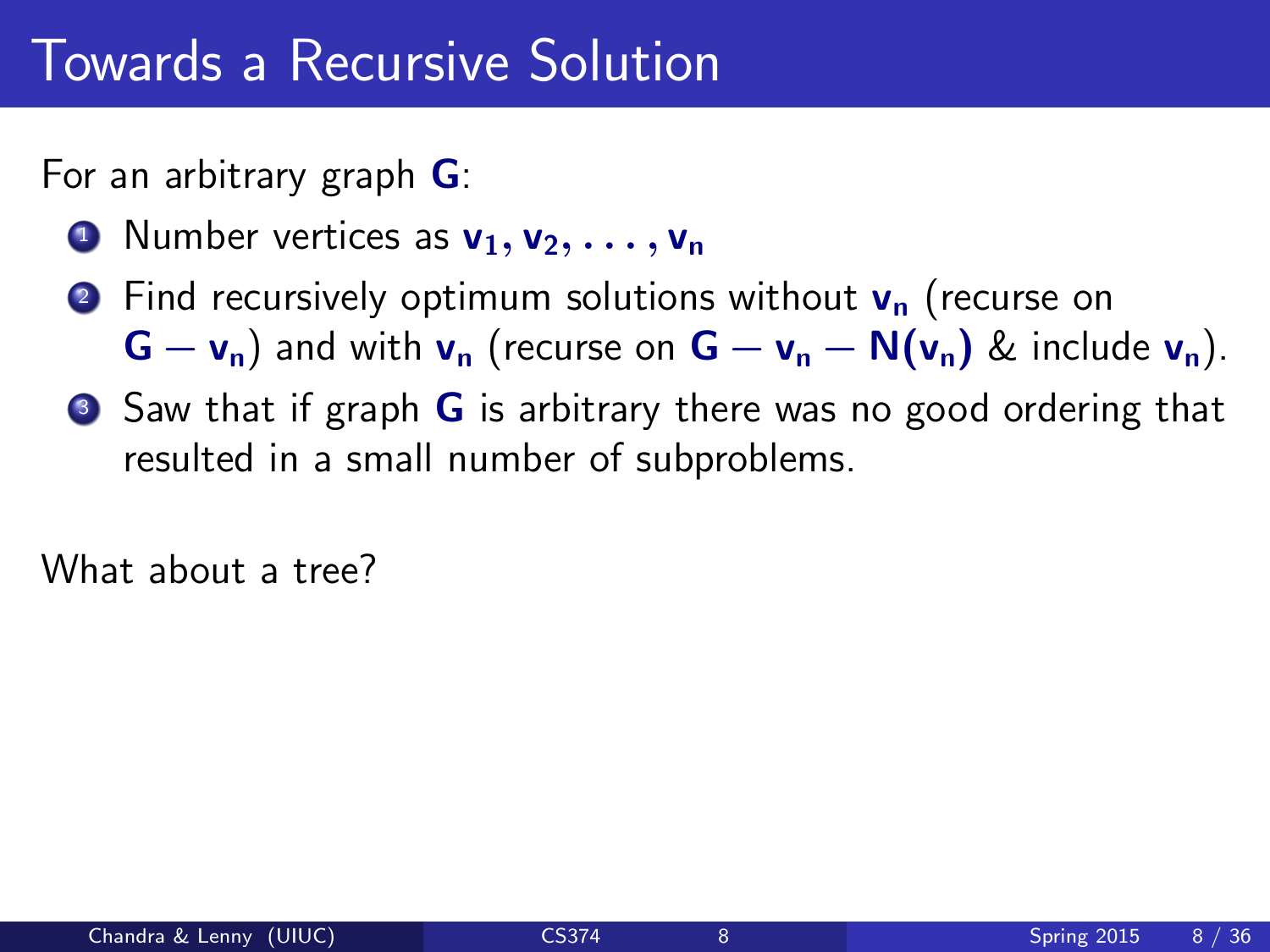# Towards a Recursive Solution

For an arbitrary graph $\mathbf{G}$:

1. Number vertices as $\mathbf{v_1, v_2, \ldots, v_n}$
2. Find recursively optimum solutions without $\mathbf{v_n}$ (recurse on $\mathbf{G - v_n}$) and with $\mathbf{v_n}$ (recurse on $\mathbf{G - v_n - N(v_n)}$ & include $\mathbf{v_n}$).
3. Saw that if graph $\mathbf{G}$ is arbitrary there was no good ordering that resulted in a small number of subproblems.

What about a tree?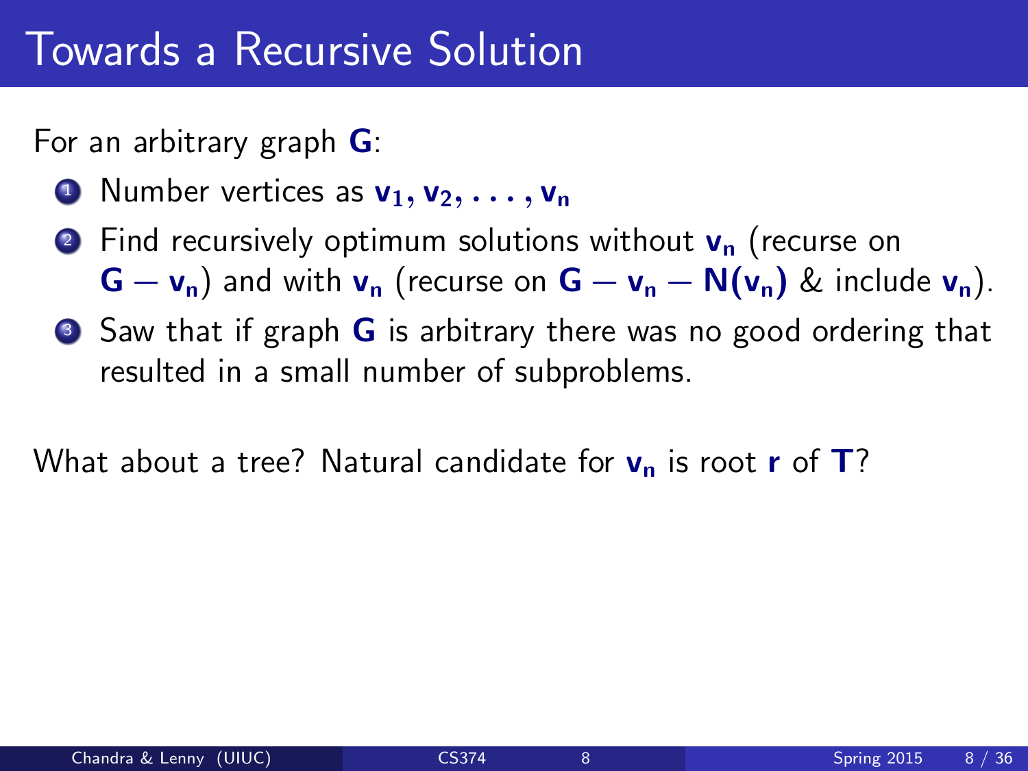# Towards a Recursive Solution

For an arbitrary graph $G$:

1. Number vertices as $v_1, v_2, \ldots, v_n$
2. Find recursively optimum solutions without $v_n$ (recurse on $G - v_n$) and with $v_n$ (recurse on $G - v_n - N(v_n)$ & include $v_n$).
3. Saw that if graph $G$ is arbitrary there was no good ordering that resulted in a small number of subproblems.

What about a tree? Natural candidate for $v_n$ is root $r$ of $T$?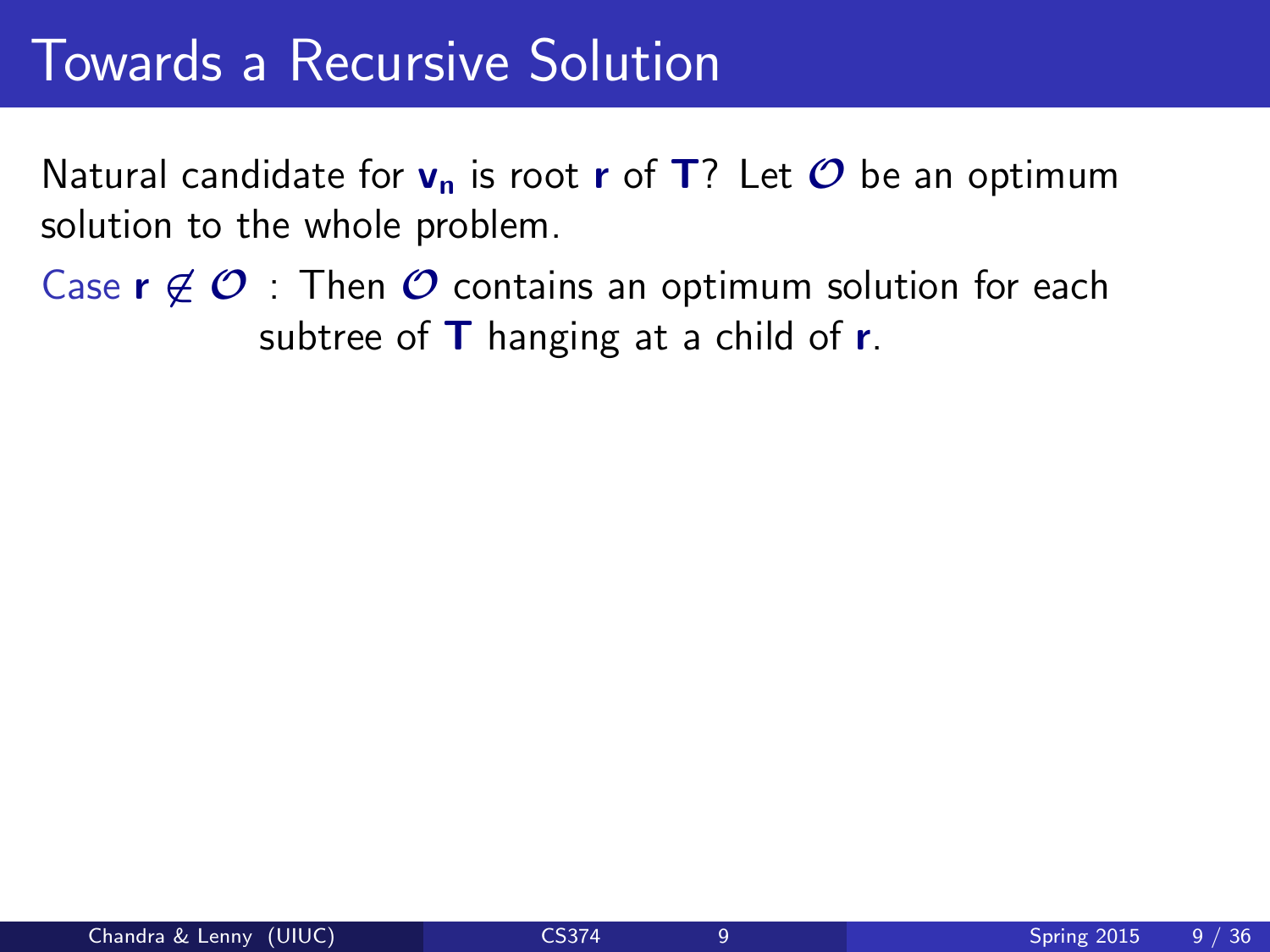# Towards a Recursive Solution

Natural candidate for $\mathbf{v_n}$ is root $\mathbf{r}$ of $\mathbf{T}$? Let $\mathcal{O}$ be an optimum solution to the whole problem.

Case $\mathbf{r} \notin \mathcal{O}$ : Then $\mathcal{O}$ contains an optimum solution for each subtree of $\mathbf{T}$ hanging at a child of $\mathbf{r}$.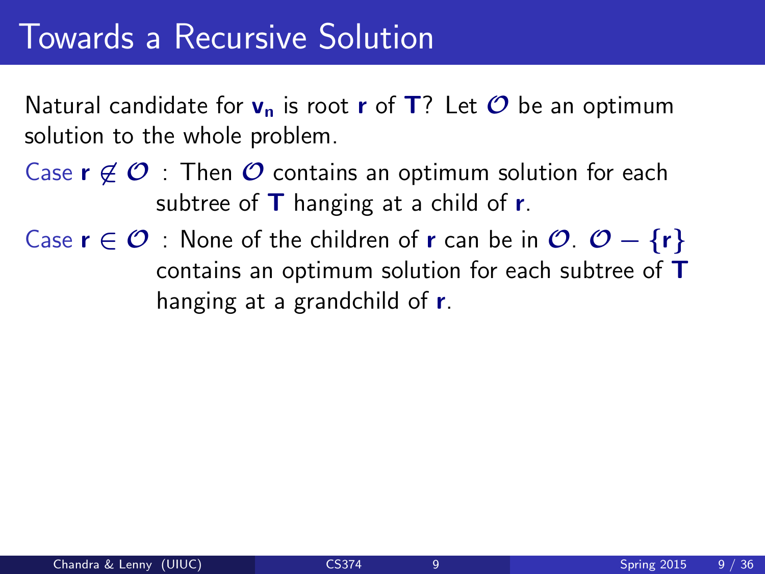# Towards a Recursive Solution

Natural candidate for $\mathbf{v_n}$ is root $\mathbf{r}$ of $\mathbf{T}$? Let $\mathcal{O}$ be an optimum solution to the whole problem.

Case $\mathbf{r} \notin \mathcal{O}$ : Then $\mathcal{O}$ contains an optimum solution for each subtree of $\mathbf{T}$ hanging at a child of $\mathbf{r}$.

Case $\mathbf{r} \in \mathcal{O}$ : None of the children of $\mathbf{r}$ can be in $\mathcal{O}$. $\mathcal{O} - \{\mathbf{r}\}$ contains an optimum solution for each subtree of $\mathbf{T}$ hanging at a grandchild of $\mathbf{r}$.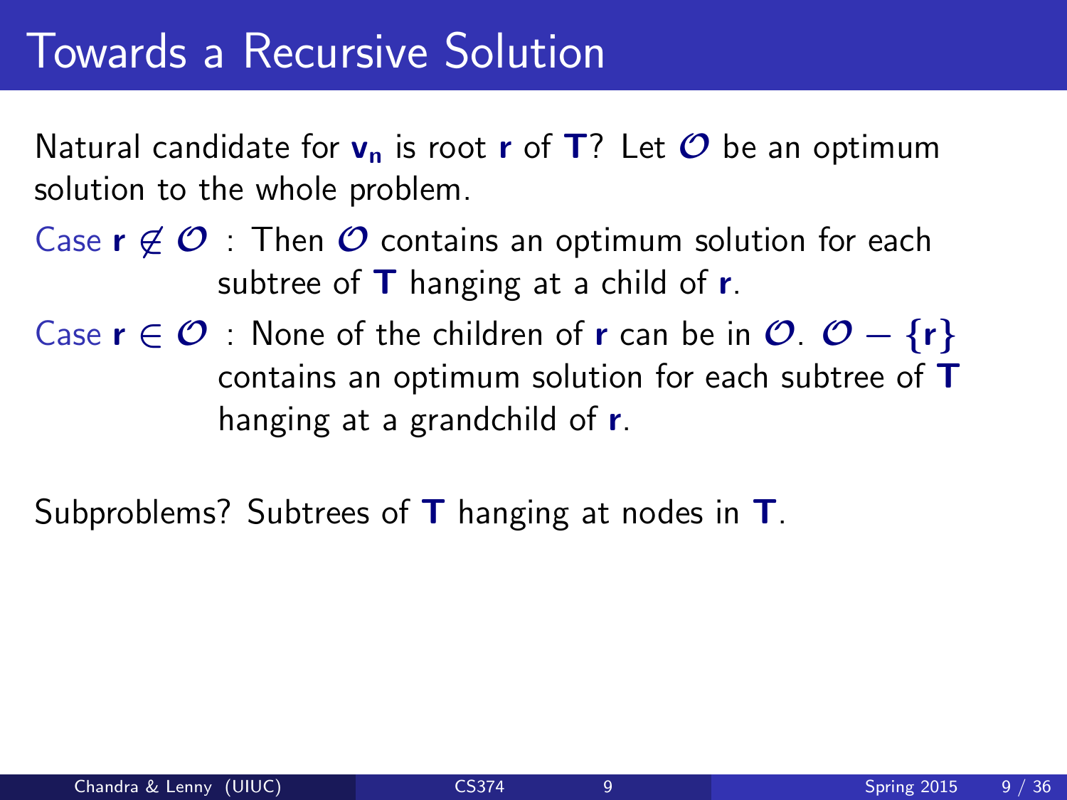# Towards a Recursive Solution

Natural candidate for $\mathbf{v_n}$ is root $\mathbf{r}$ of $\mathbf{T}$? Let $\mathcal{O}$ be an optimum solution to the whole problem.

Case $\mathbf{r} \notin \mathcal{O}$ : Then $\mathcal{O}$ contains an optimum solution for each subtree of $\mathbf{T}$ hanging at a child of $\mathbf{r}$.

Case $\mathbf{r} \in \mathcal{O}$ : None of the children of $\mathbf{r}$ can be in $\mathcal{O}$. $\mathcal{O} - \{\mathbf{r}\}$ contains an optimum solution for each subtree of $\mathbf{T}$ hanging at a grandchild of $\mathbf{r}$.

Subproblems? Subtrees of $\mathbf{T}$ hanging at nodes in $\mathbf{T}$.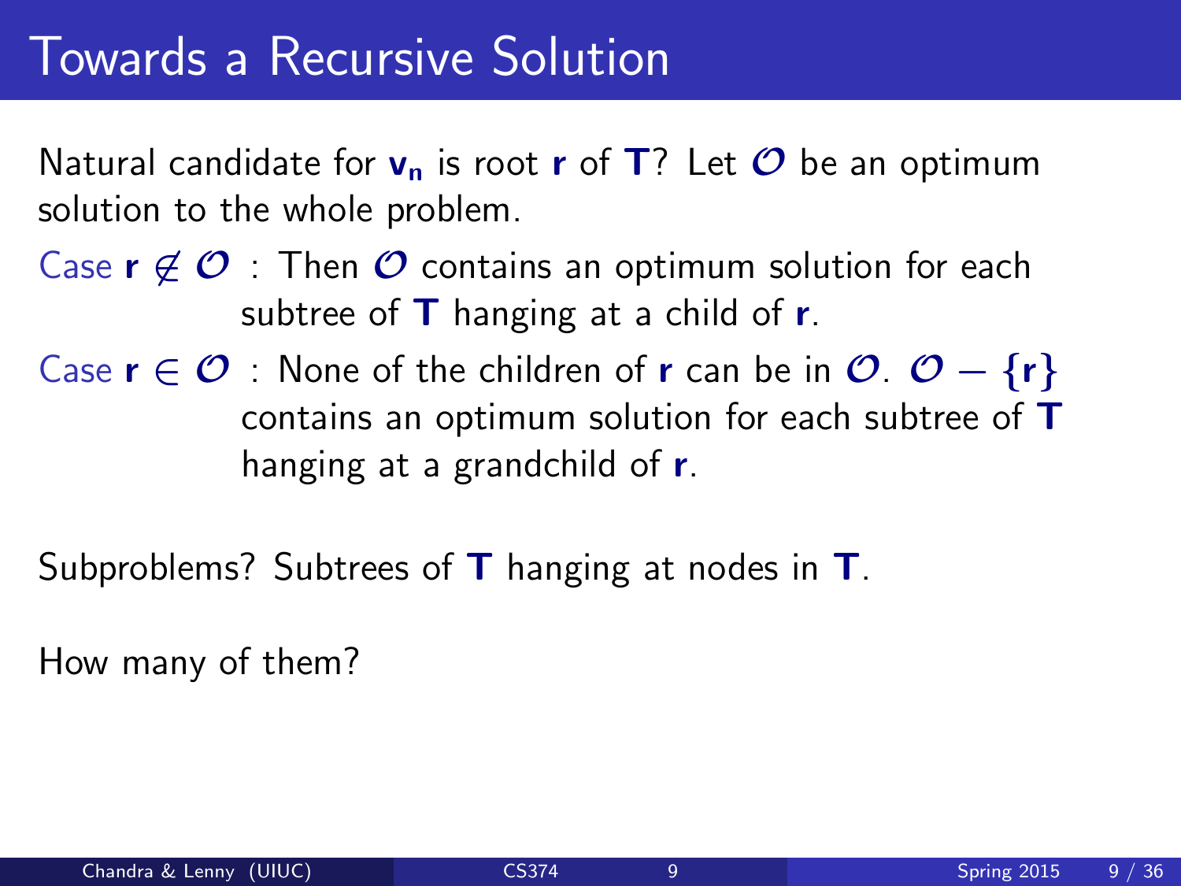# Towards a Recursive Solution

Natural candidate for $\mathbf{v_n}$ is root $\mathbf{r}$ of $\mathbf{T}$? Let $\mathcal{O}$ be an optimum solution to the whole problem.

Case $\mathbf{r} \notin \mathcal{O}$ : Then $\mathcal{O}$ contains an optimum solution for each subtree of $\mathbf{T}$ hanging at a child of $\mathbf{r}$.

Case $\mathbf{r} \in \mathcal{O}$ : None of the children of $\mathbf{r}$ can be in $\mathcal{O}$. $\mathcal{O} - \{\mathbf{r}\}$ contains an optimum solution for each subtree of $\mathbf{T}$ hanging at a grandchild of $\mathbf{r}$.

Subproblems? Subtrees of $\mathbf{T}$ hanging at nodes in $\mathbf{T}$.

How many of them?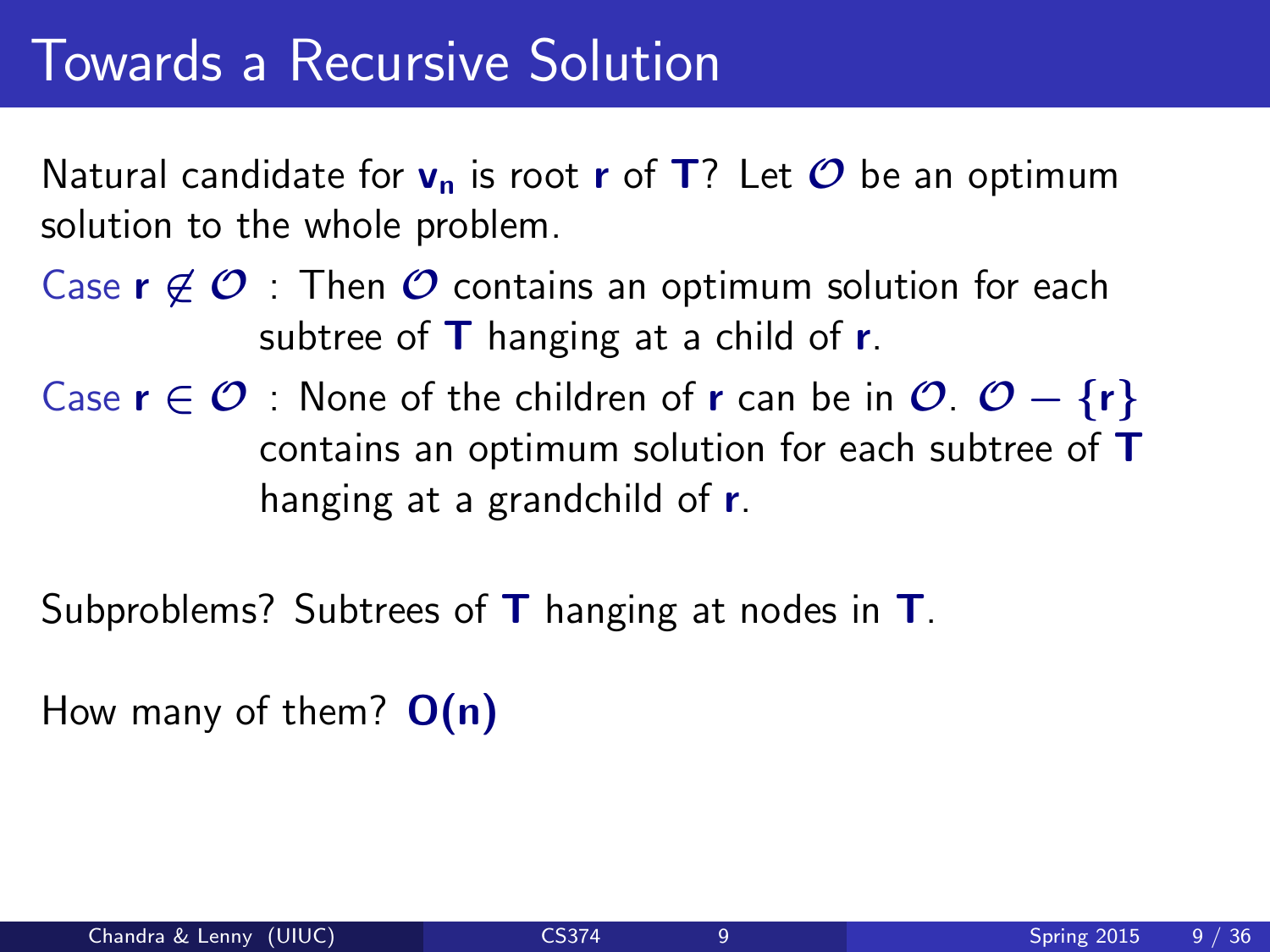# Towards a Recursive Solution

Natural candidate for $\mathbf{v_n}$ is root $\mathbf{r}$ of $\mathbf{T}$? Let $\mathcal{O}$ be an optimum solution to the whole problem.

Case $\mathbf{r} \notin \mathcal{O}$ : Then $\mathcal{O}$ contains an optimum solution for each subtree of $\mathbf{T}$ hanging at a child of $\mathbf{r}$.

Case $\mathbf{r} \in \mathcal{O}$ : None of the children of $\mathbf{r}$ can be in $\mathcal{O}$. $\mathcal{O} - \{\mathbf{r}\}$ contains an optimum solution for each subtree of $\mathbf{T}$ hanging at a grandchild of $\mathbf{r}$.

Subproblems? Subtrees of $\mathbf{T}$ hanging at nodes in $\mathbf{T}$.

How many of them? $\mathbf{O(n)}$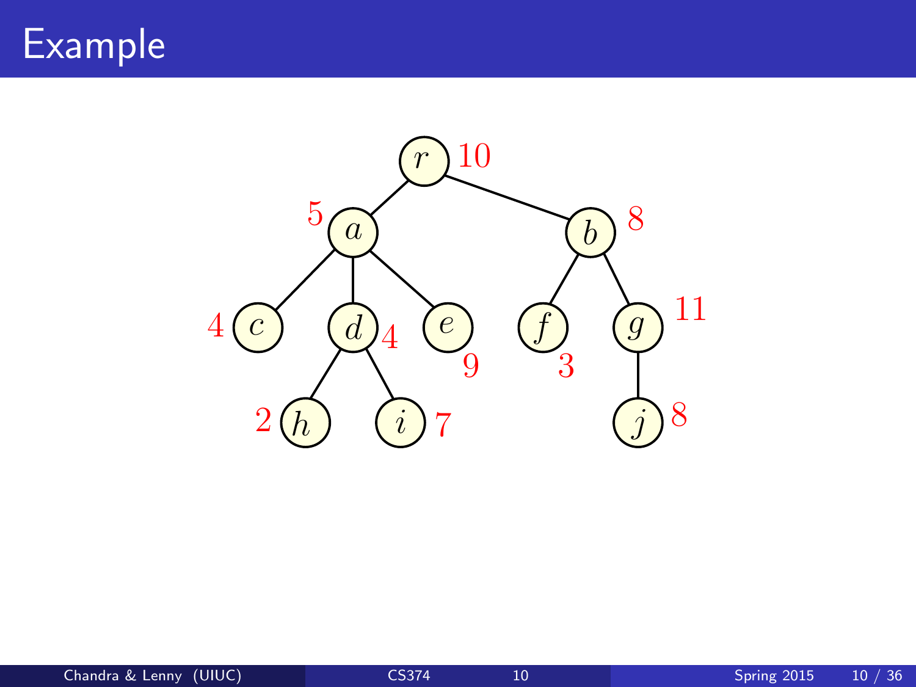# Example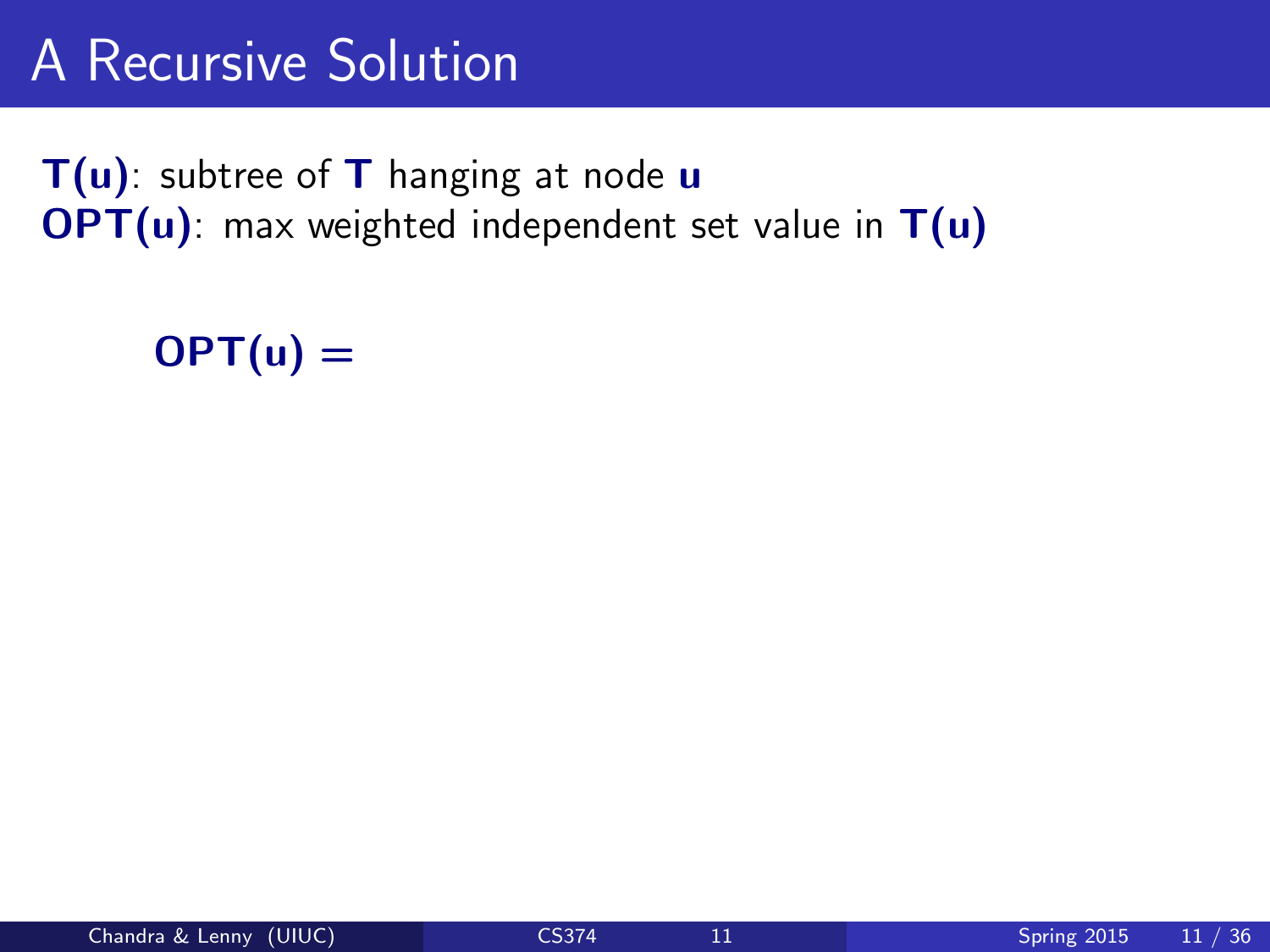# A Recursive Solution

**T(u)**: subtree of **T** hanging at node **u**
**OPT(u)**: max weighted independent set value in **T(u)**

$$\mathbf{OPT(u)} =$$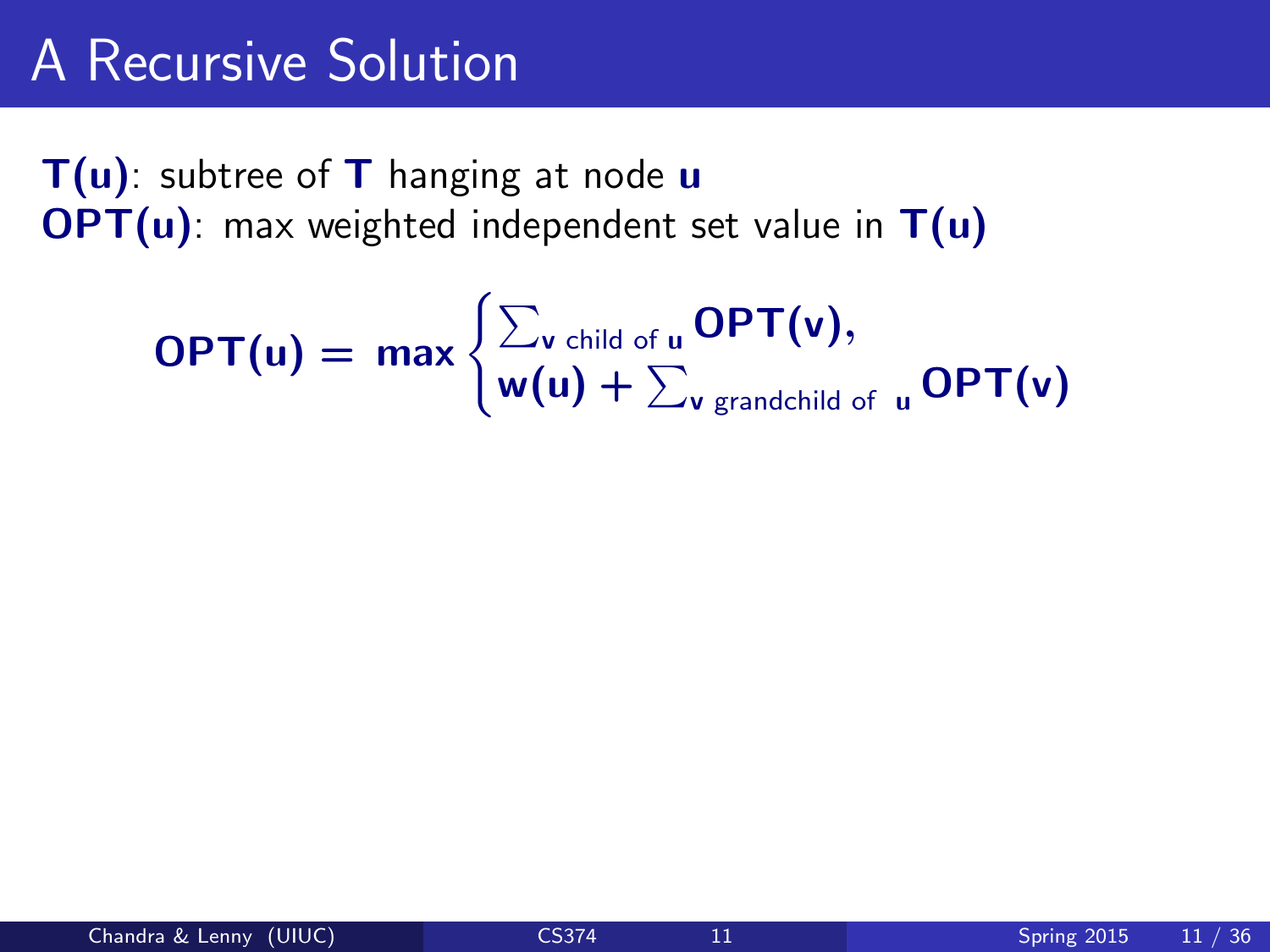# A Recursive Solution

**T(u)**: subtree of **T** hanging at node **u**
**OPT(u)**: max weighted independent set value in **T(u)**

$$\mathbf{OPT(u)} = \max \begin{cases} \sum_{\mathbf{v} \text{ child of } \mathbf{u}} \mathbf{OPT(v)}, \\ \mathbf{w(u)} + \sum_{\mathbf{v} \text{ grandchild of } \mathbf{u}} \mathbf{OPT(v)} \end{cases}$$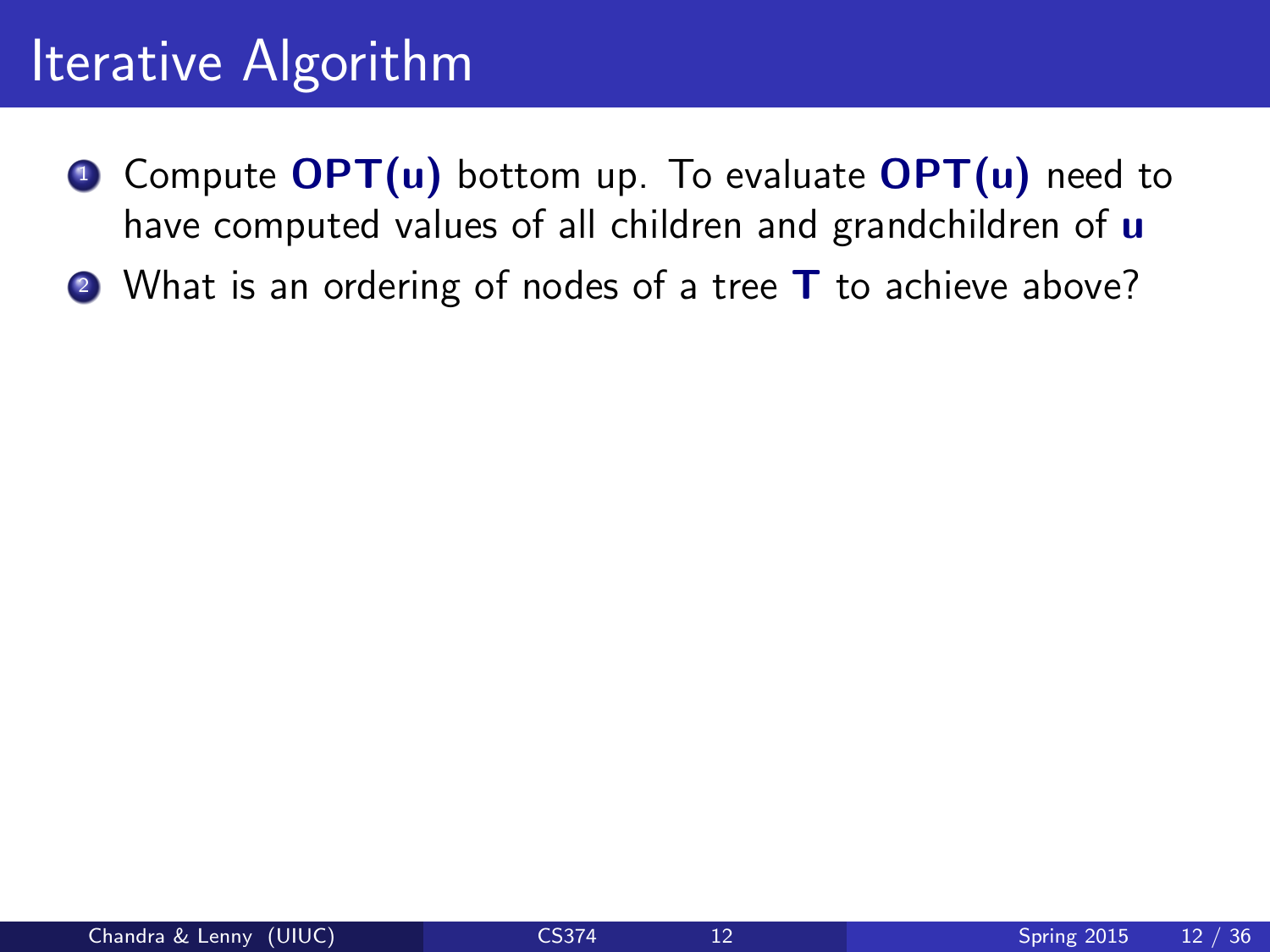# Iterative Algorithm

1. Compute **OPT(u)** bottom up. To evaluate **OPT(u)** need to have computed values of all children and grandchildren of **u**
2. What is an ordering of nodes of a tree **T** to achieve above?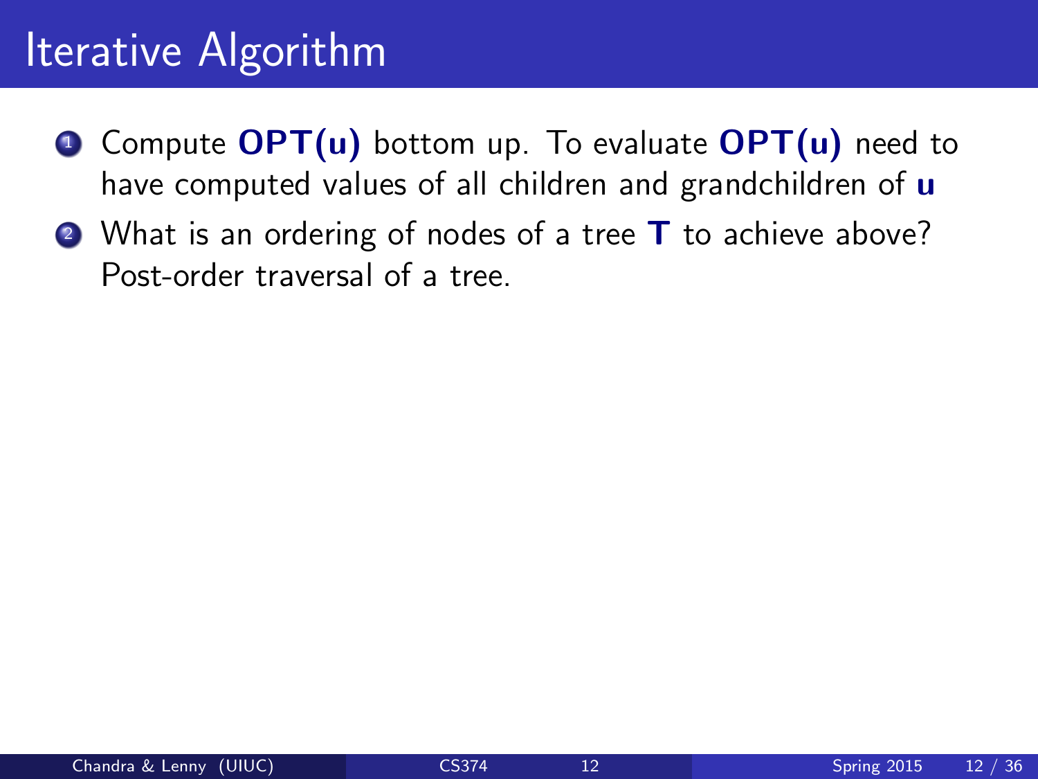# Iterative Algorithm

1. Compute **OPT(u)** bottom up. To evaluate **OPT(u)** need to have computed values of all children and grandchildren of **u**
2. What is an ordering of nodes of a tree **T** to achieve above? Post-order traversal of a tree.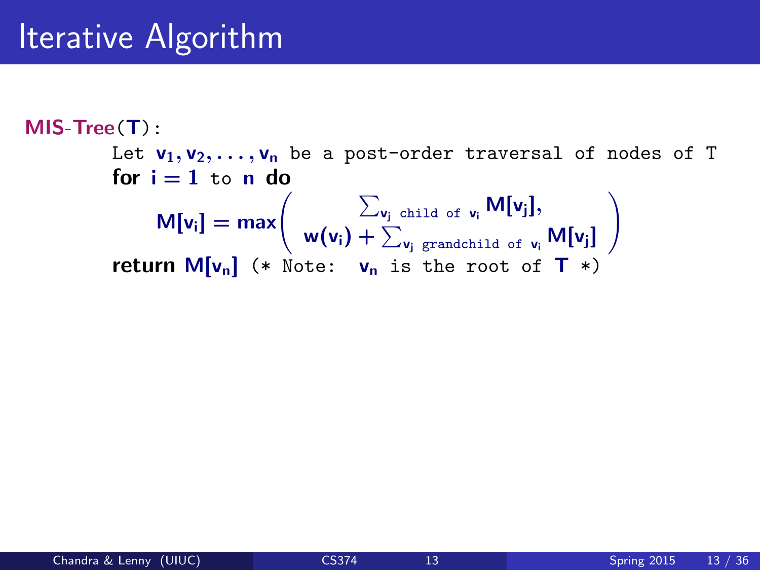# Iterative Algorithm

**MIS-Tree**($\mathbf{T}$):

Let $\mathbf{v_1, v_2, \ldots, v_n}$ be a post-order traversal of nodes of T
**for** $\mathbf{i = 1}$ to $\mathbf{n}$ **do**

$$\mathbf{M[v_i] = max} \begin{pmatrix} \sum_{\mathbf{v_j} \text{ child of } \mathbf{v_i}} \mathbf{M[v_j]}, \\ \mathbf{w(v_i)} + \sum_{\mathbf{v_j} \text{ grandchild of } \mathbf{v_i}} \mathbf{M[v_j]} \end{pmatrix}$$

**return** $\mathbf{M[v_n]}$ (* Note: $\mathbf{v_n}$ is the root of $\mathbf{T}$ *)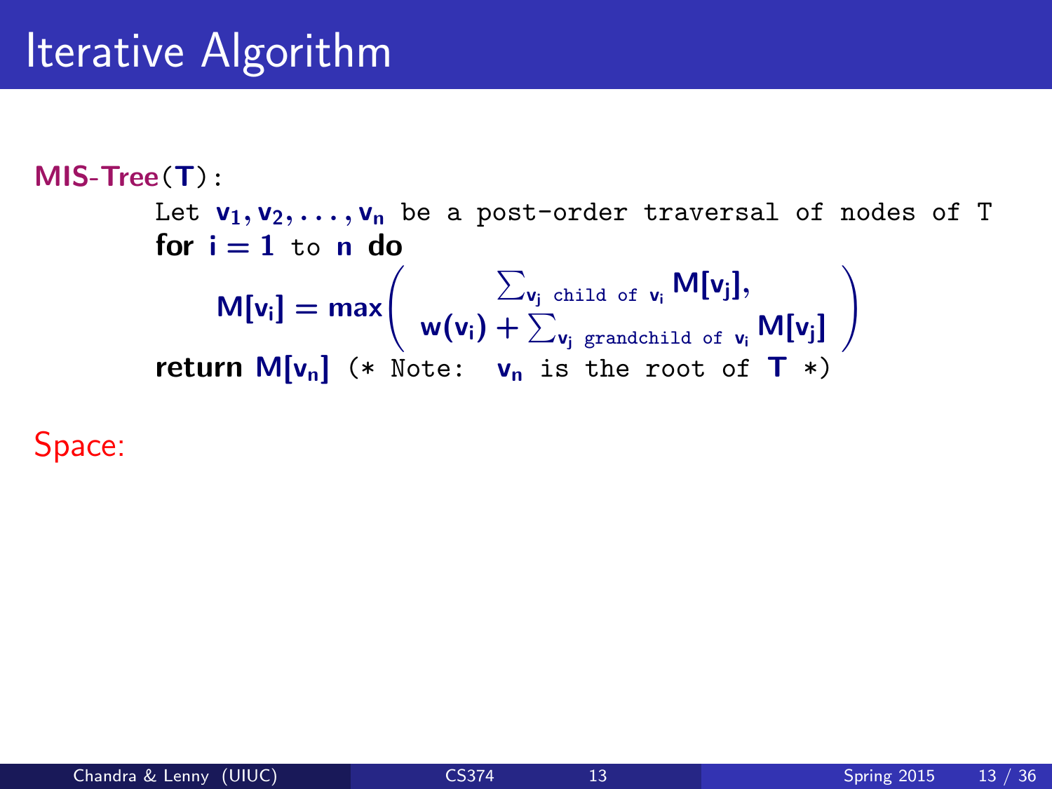# Iterative Algorithm

**MIS-Tree**(**T**):

Let $v_1, v_2, \ldots, v_n$ be a post-order traversal of nodes of T

**for** $i = 1$ to $n$ **do**

$$M[v_i] = \max\left( \begin{array}{c} \sum_{v_j \text{ child of } v_i} M[v_j], \\ w(v_i) + \sum_{v_j \text{ grandchild of } v_i} M[v_j] \end{array} \right)$$

**return** $M[v_n]$ (* Note: $v_n$ is the root of **T** *)

Space: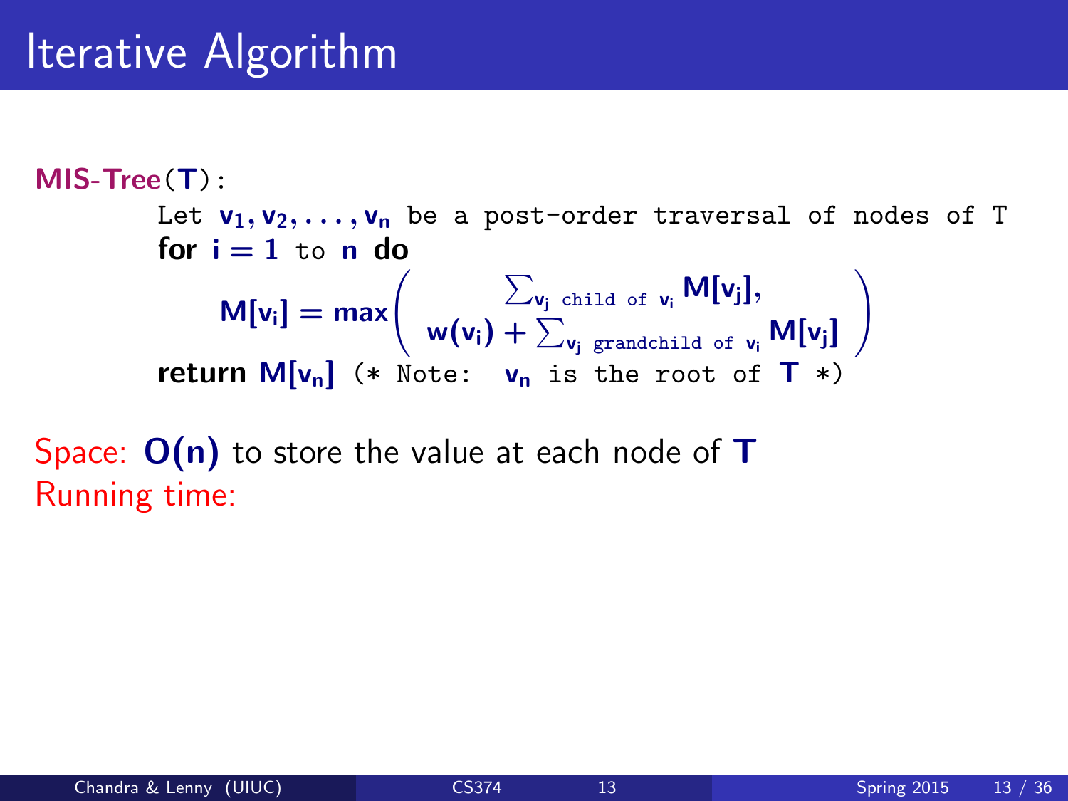# Iterative Algorithm

```
MIS-Tree(T):
    Let v_1, v_2, ..., v_n be a post-order traversal of nodes of T
    for i = 1 to n do
        M[v_i] = max( sum_{v_j child of v_i} M[v_j],
                      w(v_i) + sum_{v_j grandchild of v_i} M[v_j] )
    return M[v_n] (* Note: v_n is the root of T *)
```

$$M[v_i] = \max\left( \begin{array}{c} \sum_{v_j \text{ child of } v_i} M[v_j], \\ w(v_i) + \sum_{v_j \text{ grandchild of } v_i} M[v_j] \end{array} \right)$$

Space: $O(n)$ to store the value at each node of $T$

Running time: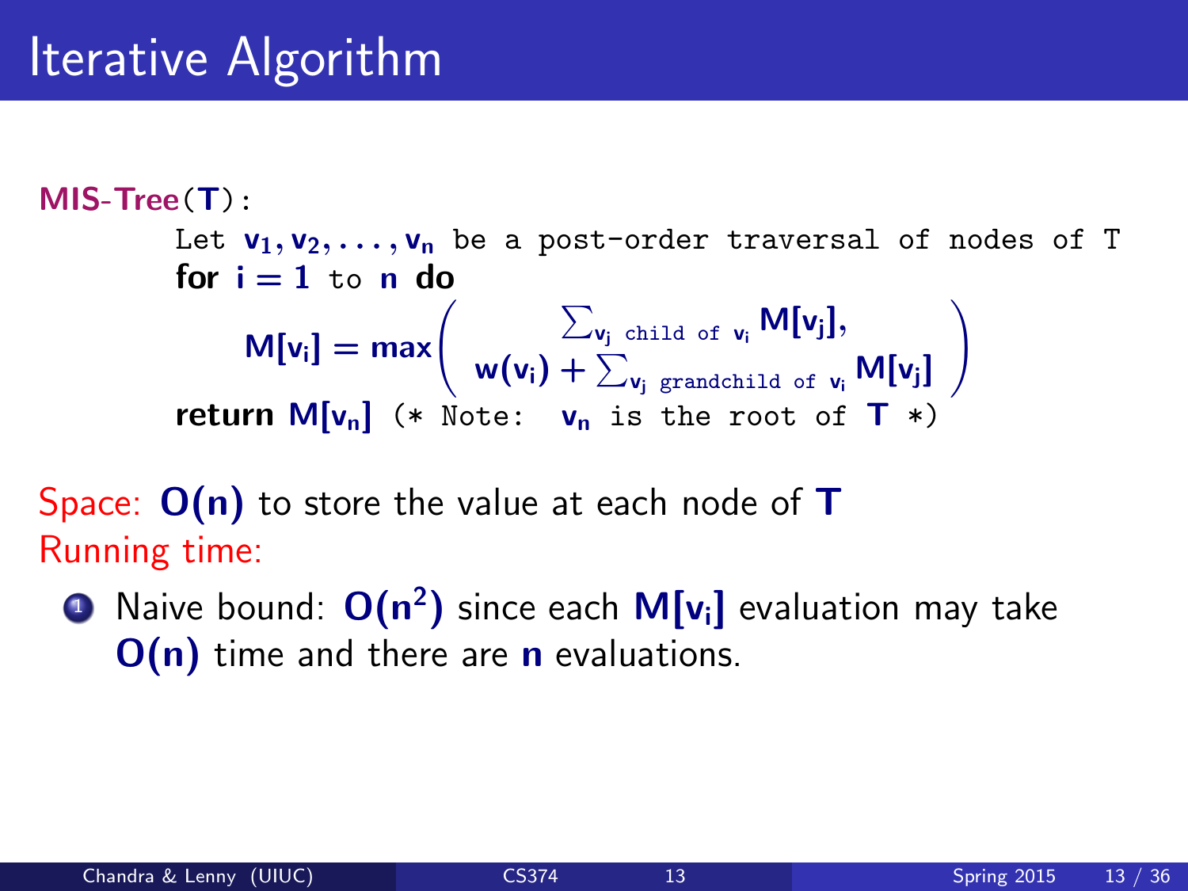# Iterative Algorithm

```
MIS-Tree(T):
    Let v_1, v_2, ..., v_n be a post-order traversal of nodes of T
    for i = 1 to n do
        M[v_i] = max( sum_{v_j child of v_i} M[v_j],
                      w(v_i) + sum_{v_j grandchild of v_i} M[v_j] )
    return M[v_n] (* Note: v_n is the root of T *)
```

$$M[v_i] = \max\left( \begin{array}{c} \sum_{v_j \text{ child of } v_i} M[v_j], \\ w(v_i) + \sum_{v_j \text{ grandchild of } v_i} M[v_j] \end{array} \right)$$

Space: $O(n)$ to store the value at each node of $T$

Running time:

1. Naive bound: $O(n^2)$ since each $M[v_i]$ evaluation may take $O(n)$ time and there are $n$ evaluations.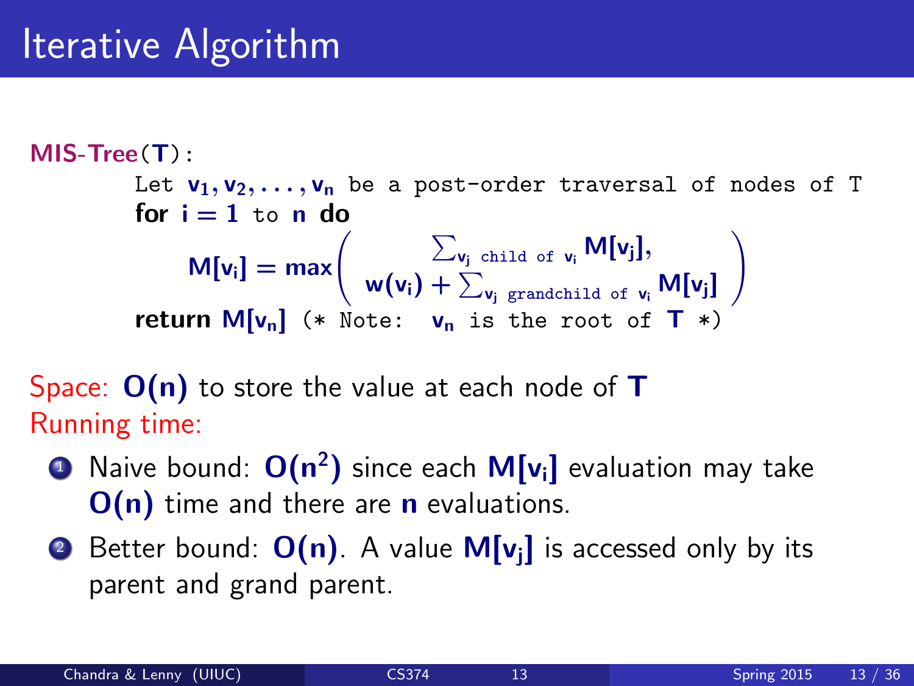# Iterative Algorithm

**MIS-Tree**(**T**):

```
Let v1, v2, ..., vn be a post-order traversal of nodes of T
for i = 1 to n do
```

$$M[v_i] = \max \left( \begin{array}{c} \sum_{v_j \text{ child of } v_i} M[v_j], \\ w(v_i) + \sum_{v_j \text{ grandchild of } v_i} M[v_j] \end{array} \right)$$

```
return M[vn] (* Note: vn is the root of T *)
```

Space: $O(n)$ to store the value at each node of $T$

Running time:

1. Naive bound: $O(n^2)$ since each $M[v_i]$ evaluation may take $O(n)$ time and there are $n$ evaluations.
2. Better bound: $O(n)$. A value $M[v_j]$ is accessed only by its parent and grand parent.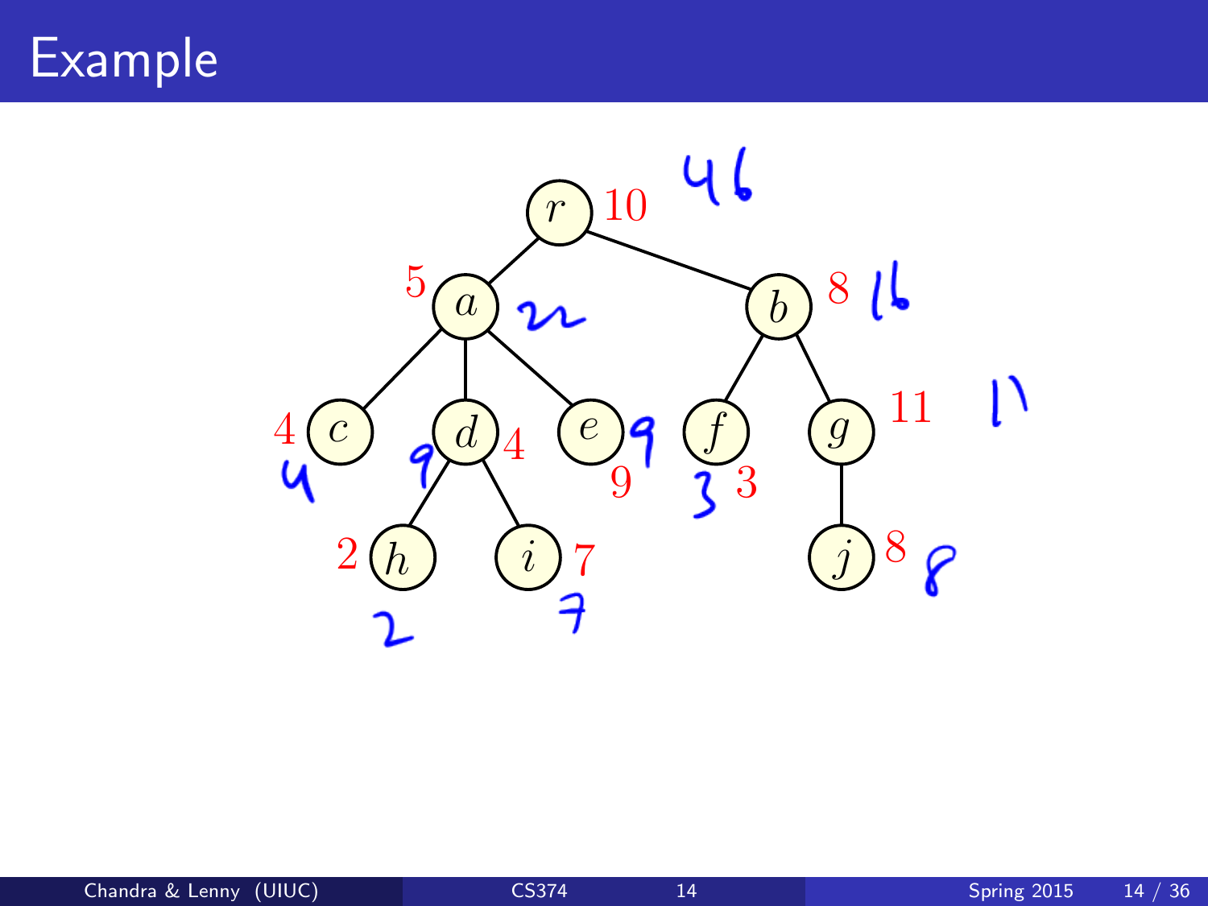# Example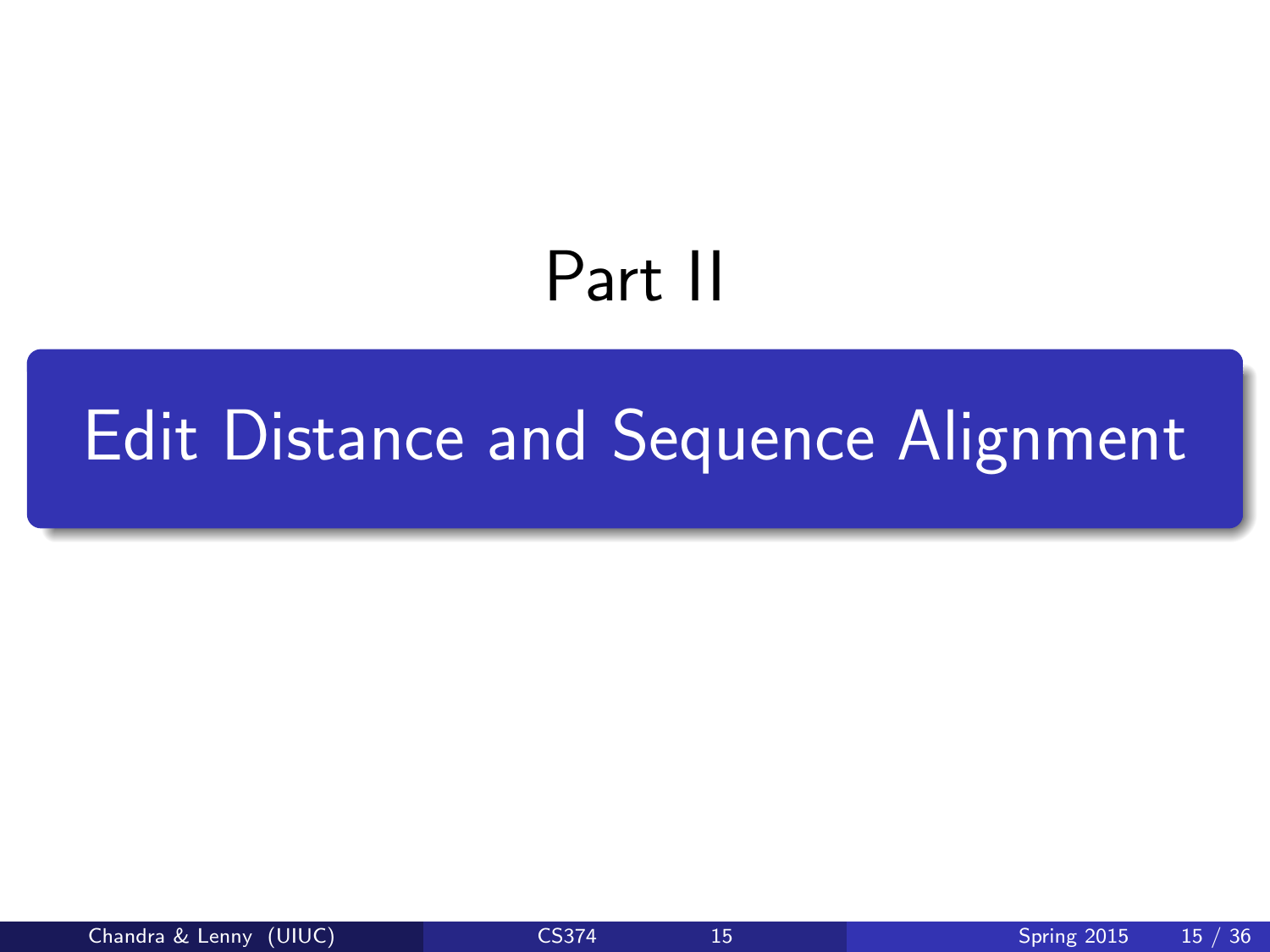# Part II

## Edit Distance and Sequence Alignment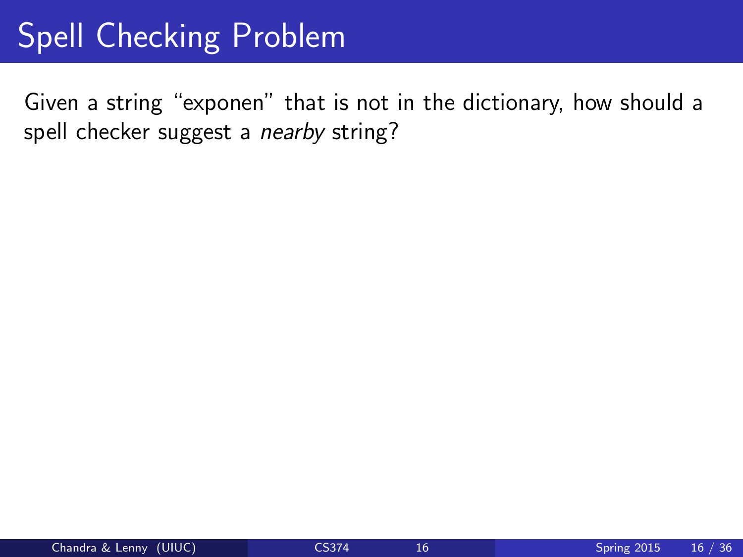# Spell Checking Problem

Given a string “exponen” that is not in the dictionary, how should a spell checker suggest a *nearby* string?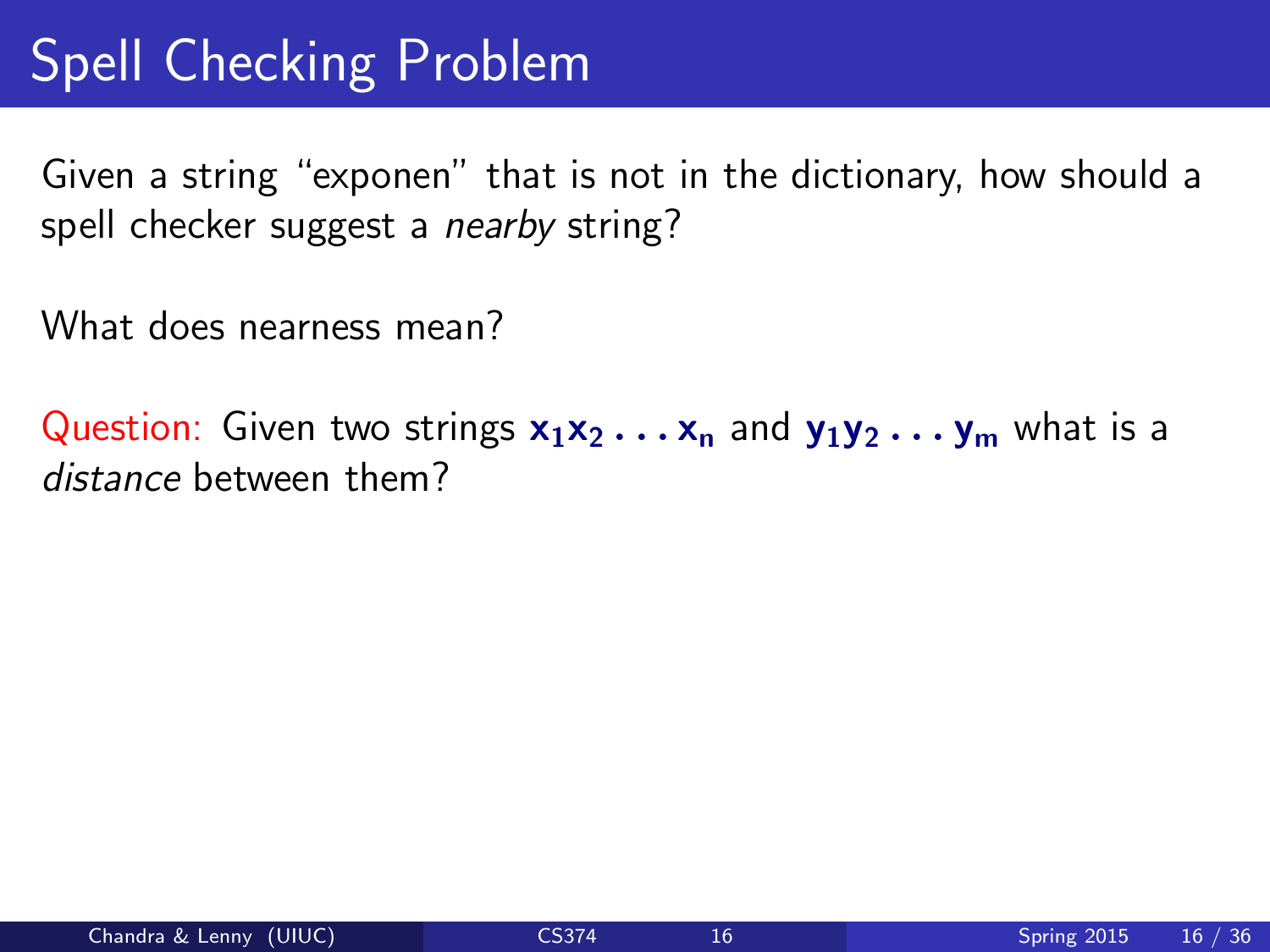# Spell Checking Problem

Given a string "exponen" that is not in the dictionary, how should a spell checker suggest a *nearby* string?

What does nearness mean?

Question: Given two strings $x_1 x_2 \ldots x_n$ and $y_1 y_2 \ldots y_m$ what is a *distance* between them?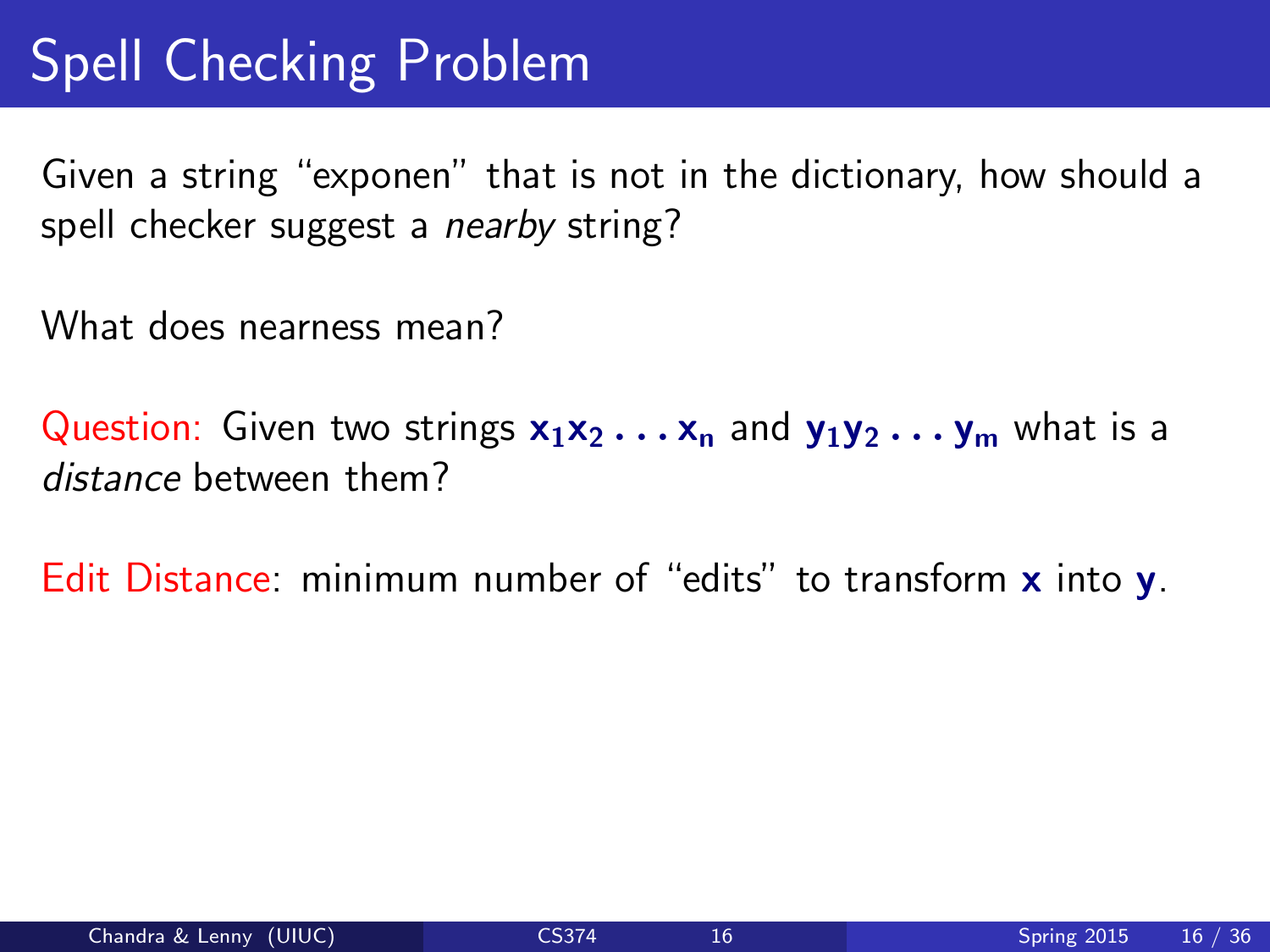# Spell Checking Problem

Given a string "exponen" that is not in the dictionary, how should a spell checker suggest a *nearby* string?

What does nearness mean?

Question: Given two strings $\mathbf{x_1 x_2 \ldots x_n}$ and $\mathbf{y_1 y_2 \ldots y_m}$ what is a *distance* between them?

Edit Distance: minimum number of "edits" to transform $\mathbf{x}$ into $\mathbf{y}$.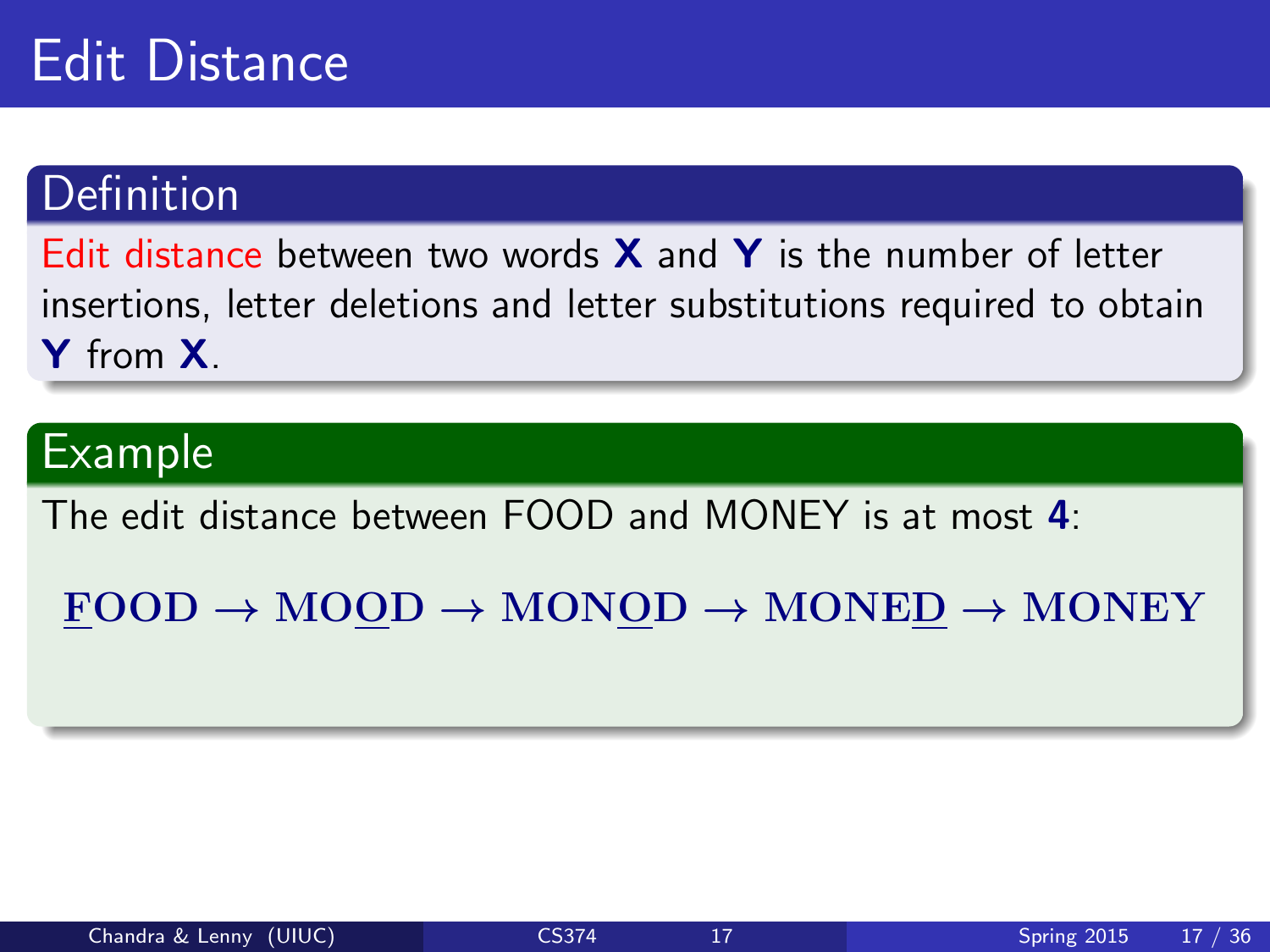# Edit Distance

## Definition

Edit distance between two words **X** and **Y** is the number of letter insertions, letter deletions and letter substitutions required to obtain **Y** from **X**.

## Example

The edit distance between FOOD and MONEY is at most **4**:

$$\mathbf{\underline{F}OOD} \rightarrow \mathbf{MO\underline{O}D} \rightarrow \mathbf{MON\underline{O}D} \rightarrow \mathbf{MONE\underline{D}} \rightarrow \mathbf{MONEY}$$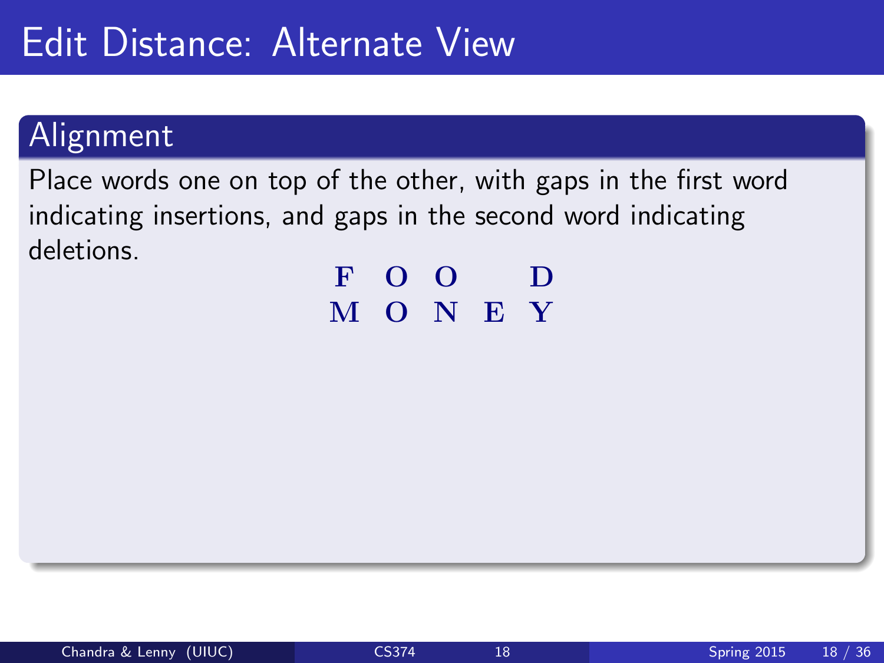# Edit Distance: Alternate View

## Alignment

Place words one on top of the other, with gaps in the first word indicating insertions, and gaps in the second word indicating deletions.

| F | O | O |   | D |
|---|---|---|---|---|
| M | O | N | E | Y |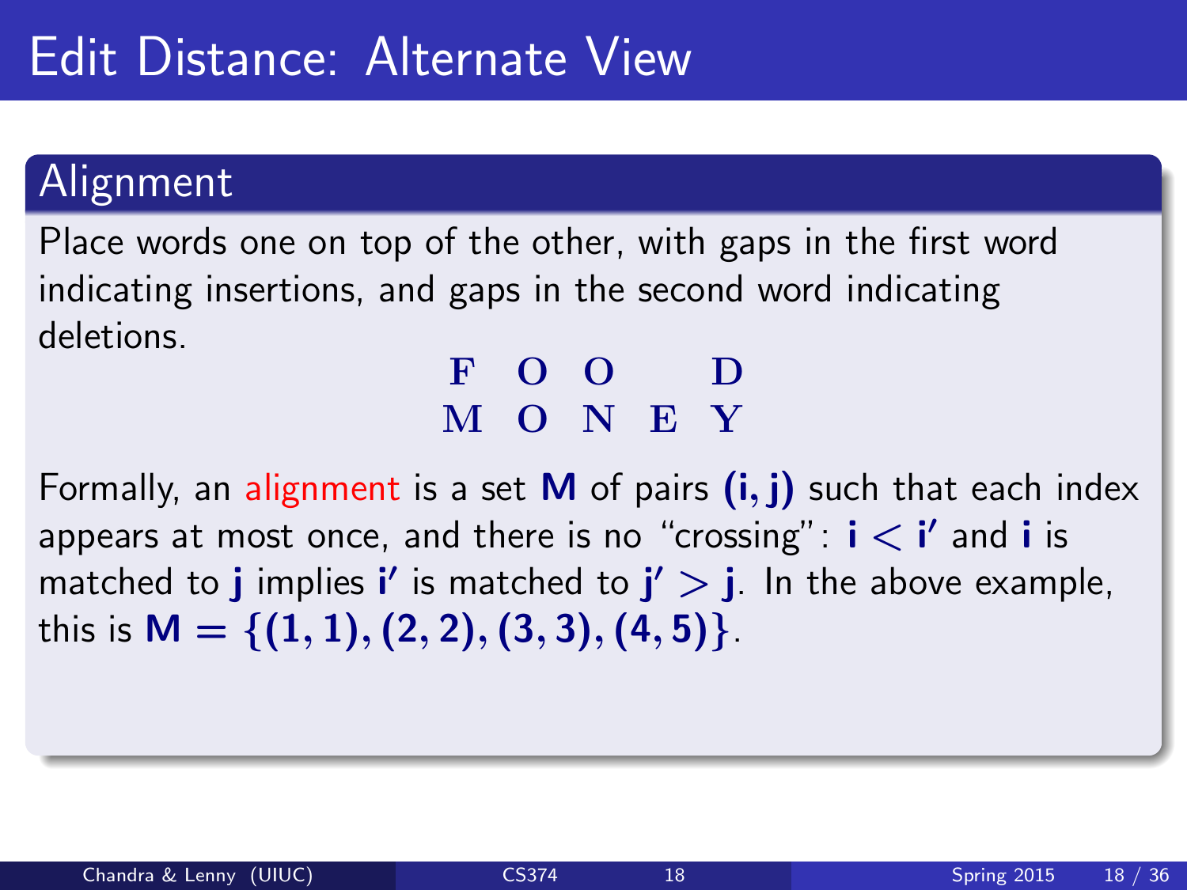# Edit Distance: Alternate View

## Alignment

Place words one on top of the other, with gaps in the first word indicating insertions, and gaps in the second word indicating deletions.

| F | O | O |   | D |
|---|---|---|---|---|
| M | O | N | E | Y |

Formally, an alignment is a set $\mathbf{M}$ of pairs $(\mathbf{i}, \mathbf{j})$ such that each index appears at most once, and there is no "crossing": $\mathbf{i} < \mathbf{i}'$ and $\mathbf{i}$ is matched to $\mathbf{j}$ implies $\mathbf{i}'$ is matched to $\mathbf{j}' > \mathbf{j}$. In the above example, this is $\mathbf{M} = \{(1, 1), (2, 2), (3, 3), (4, 5)\}$.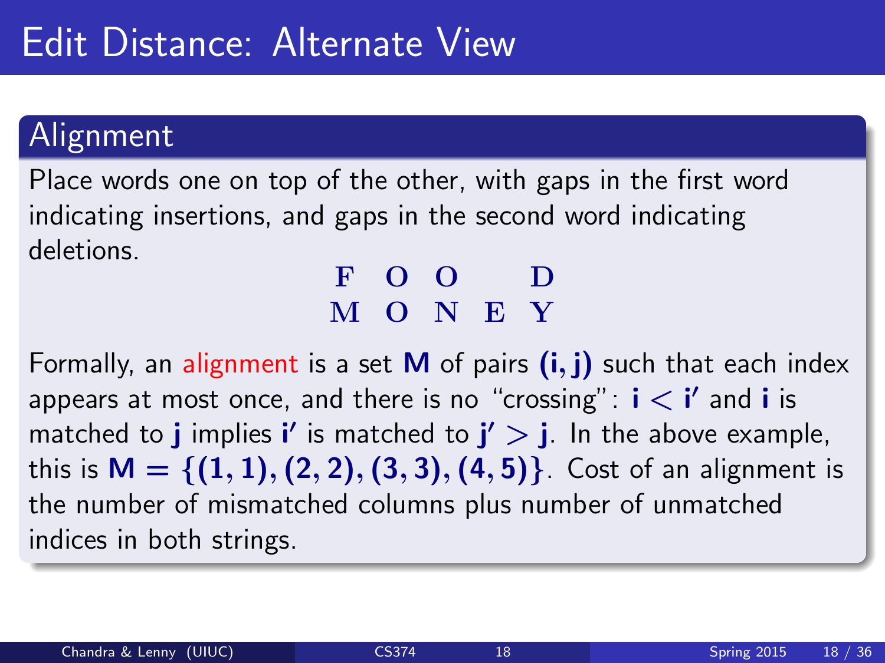# Edit Distance: Alternate View

## Alignment

Place words one on top of the other, with gaps in the first word indicating insertions, and gaps in the second word indicating deletions.

```
F  O  O     D
M  O  N  E  Y
```

Formally, an alignment is a set $M$ of pairs $(i, j)$ such that each index appears at most once, and there is no "crossing": $i < i'$ and $i$ is matched to $j$ implies $i'$ is matched to $j' > j$. In the above example, this is $M = \{(1, 1), (2, 2), (3, 3), (4, 5)\}$. Cost of an alignment is the number of mismatched columns plus number of unmatched indices in both strings.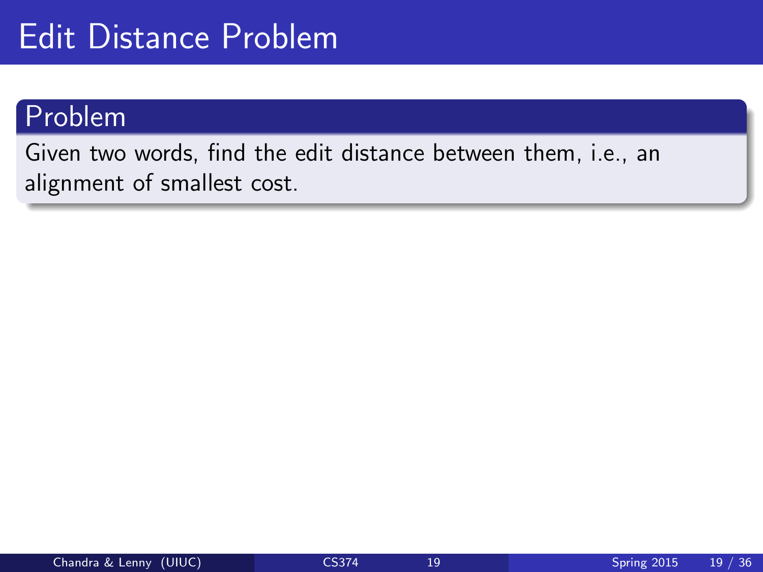# Edit Distance Problem

**Problem**

Given two words, find the edit distance between them, i.e., an alignment of smallest cost.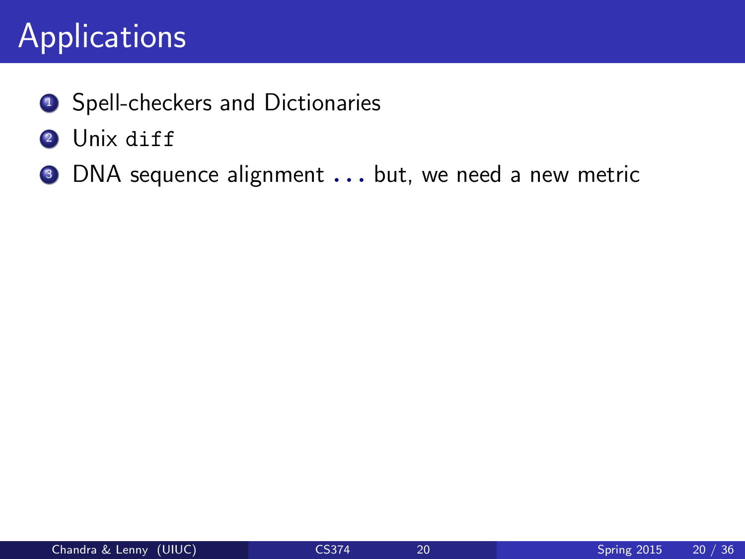# Applications

1. Spell-checkers and Dictionaries
2. Unix `diff`
3. DNA sequence alignment . . . but, we need a new metric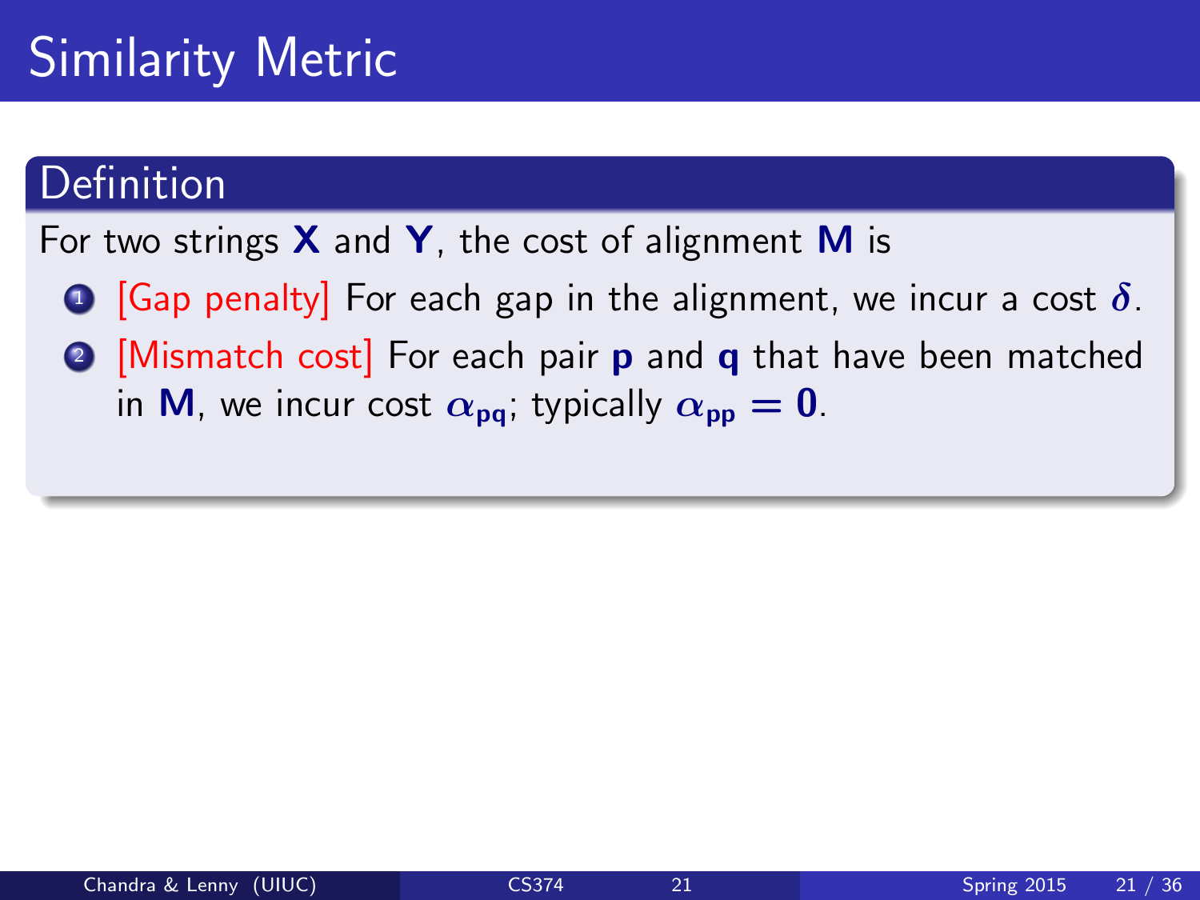# Similarity Metric

**Definition**

For two strings **X** and **Y**, the cost of alignment **M** is

1. [Gap penalty] For each gap in the alignment, we incur a cost $\delta$.
2. [Mismatch cost] For each pair **p** and **q** that have been matched in **M**, we incur cost $\alpha_{pq}$; typically $\alpha_{pp} = 0$.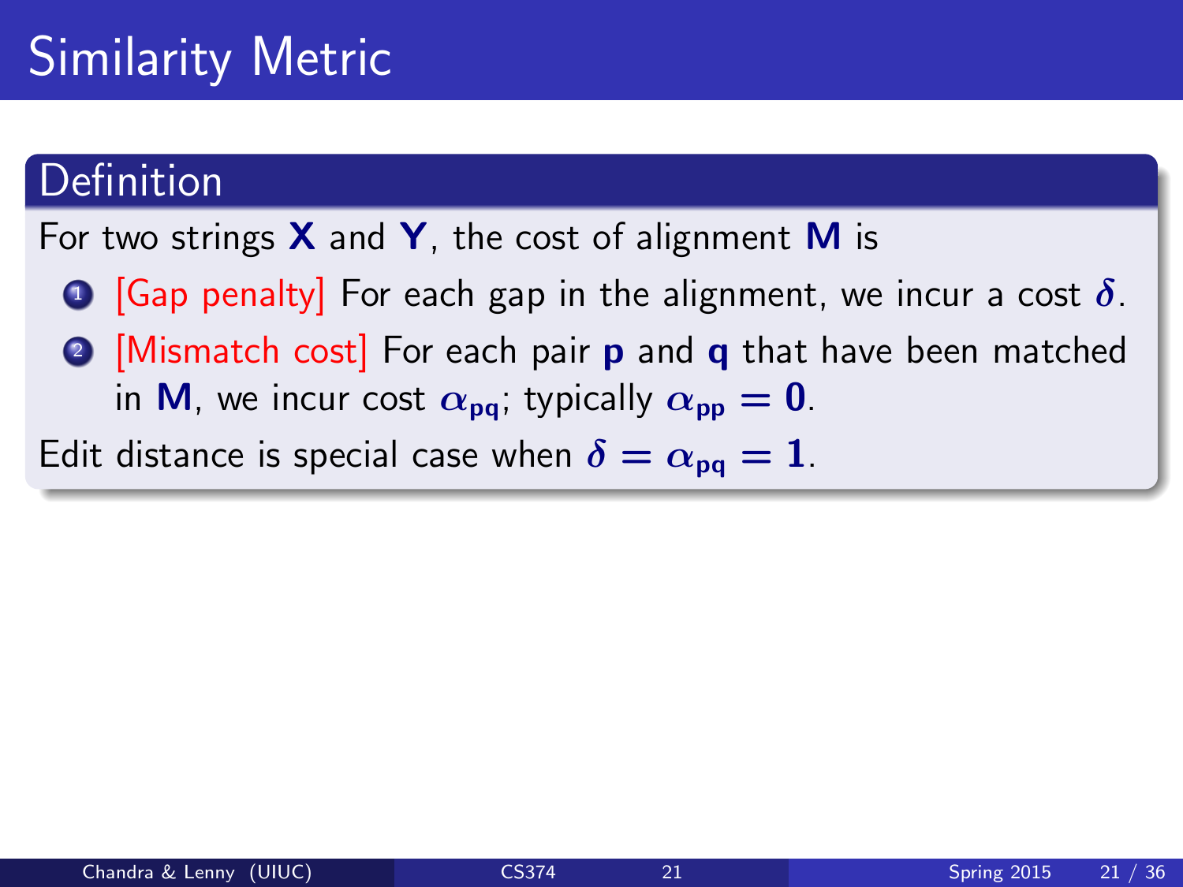# Similarity Metric

## Definition

For two strings **X** and **Y**, the cost of alignment **M** is

1. [Gap penalty] For each gap in the alignment, we incur a cost $\delta$.
2. [Mismatch cost] For each pair **p** and **q** that have been matched in **M**, we incur cost $\alpha_{pq}$; typically $\alpha_{pp} = 0$.

Edit distance is special case when $\delta = \alpha_{pq} = 1$.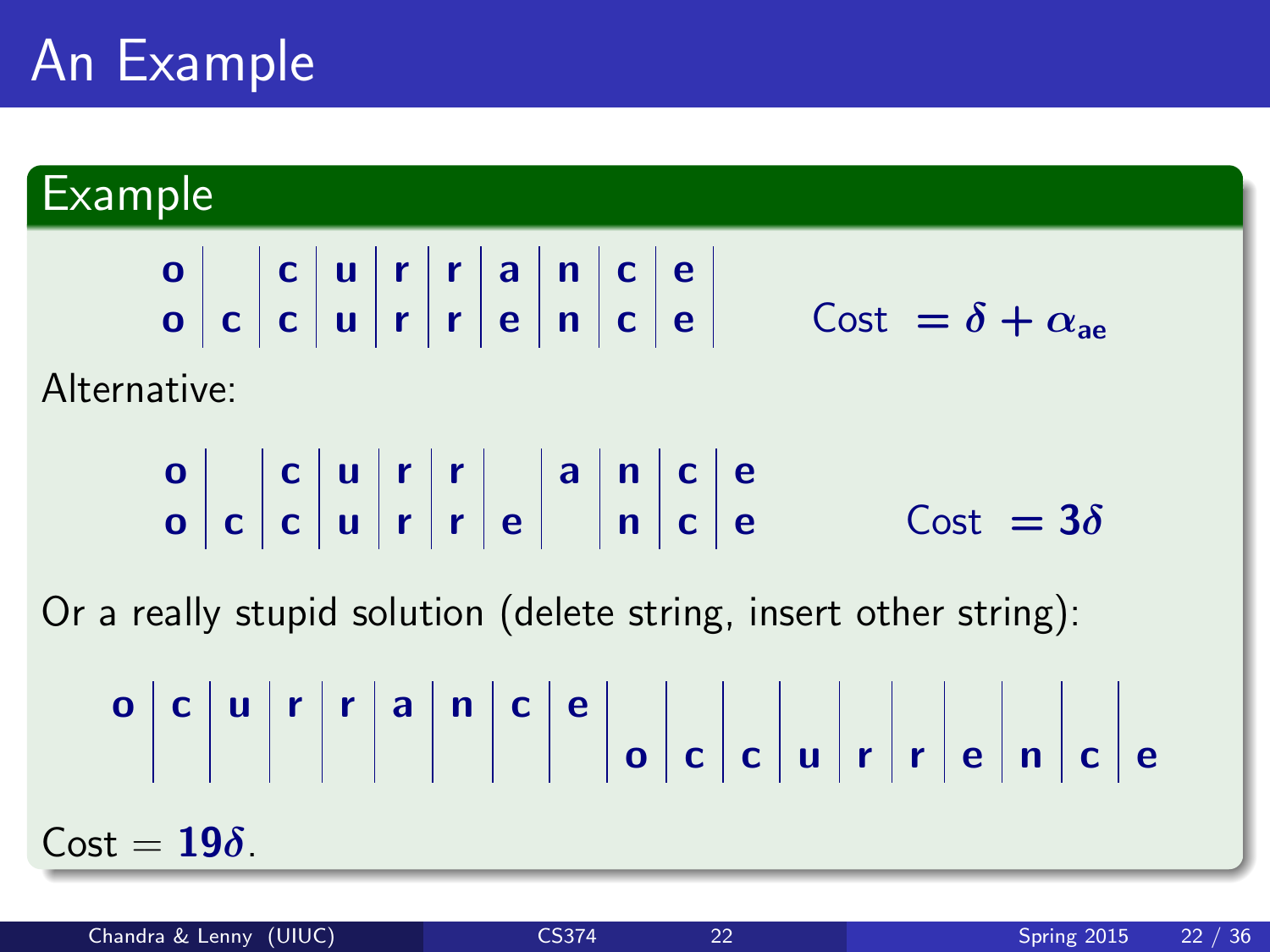# An Example

## Example

| o |   | c | u | r | r | a | n | c | e |
|---|---|---|---|---|---|---|---|---|---|
| o | c | c | u | r | r | e | n | c | e |

Cost $= \delta + \alpha_{ae}$

Alternative:

| o |   | c | u | r | r |   | a | n | c | e |
|---|---|---|---|---|---|---|---|---|---|---|
| o | c | c | u | r | r | e |   | n | c | e |

Cost $= 3\delta$

Or a really stupid solution (delete string, insert other string):

| o | c | u | r | r | a | n | c | e |   |   |   |   |   |   |   |   |   |   |
|---|---|---|---|---|---|---|---|---|---|---|---|---|---|---|---|---|---|---|
|   |   |   |   |   |   |   |   |   | o | c | c | u | r | r | e | n | c | e |

Cost $= 19\delta$.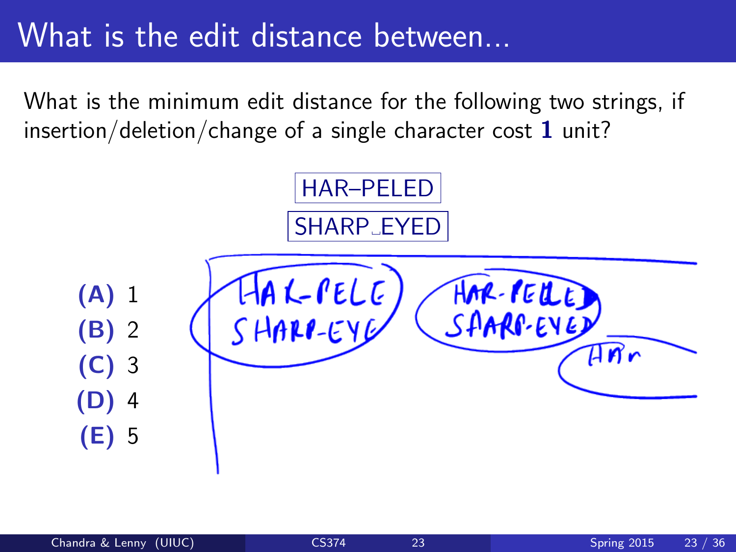# What is the edit distance between...

What is the minimum edit distance for the following two strings, if insertion/deletion/change of a single character cost **1** unit?

HAR–PELED

SHARP␣EYED

**(A)** 1

**(B)** 2

**(C)** 3

**(D)** 4

**(E)** 5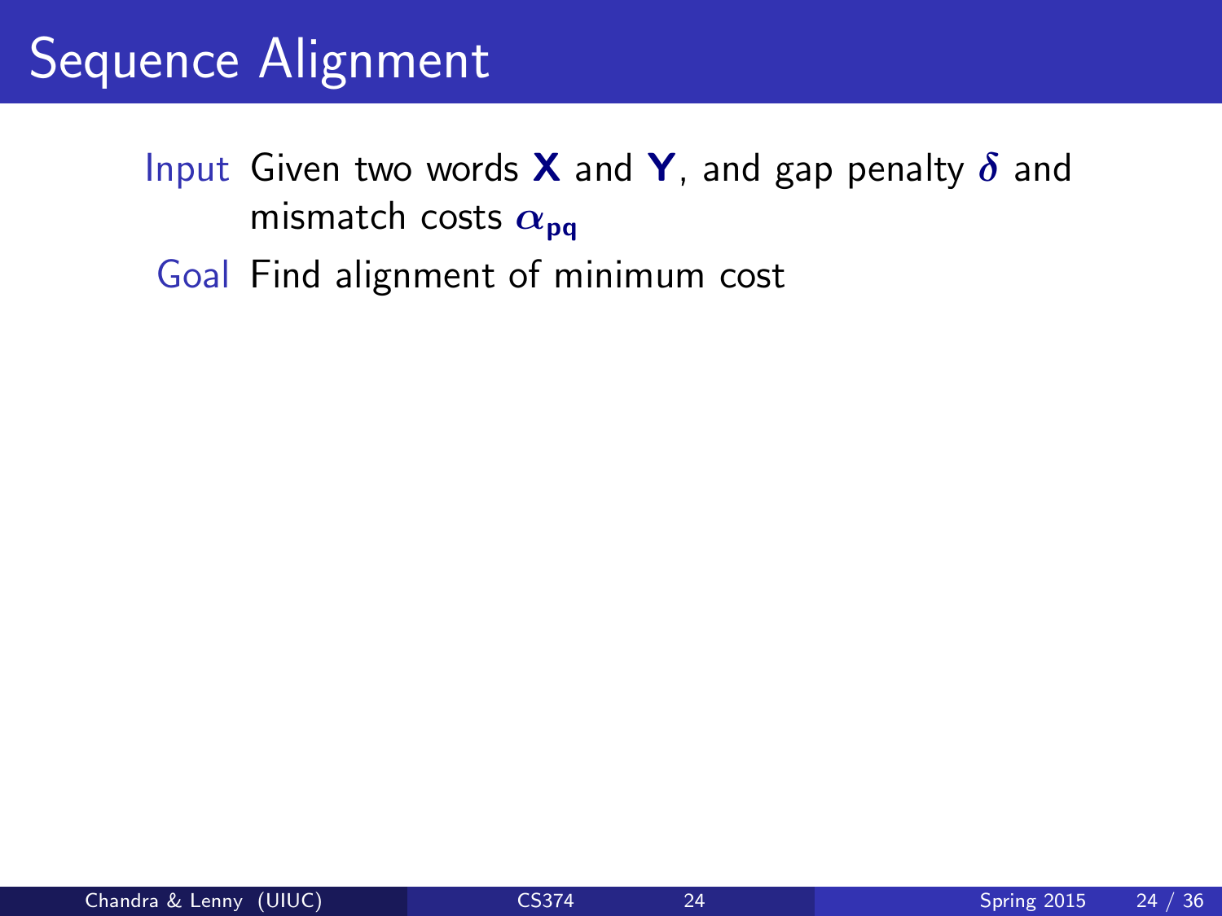# Sequence Alignment

**Input** Given two words $\mathbf{X}$ and $\mathbf{Y}$, and gap penalty $\delta$ and mismatch costs $\alpha_{pq}$

**Goal** Find alignment of minimum cost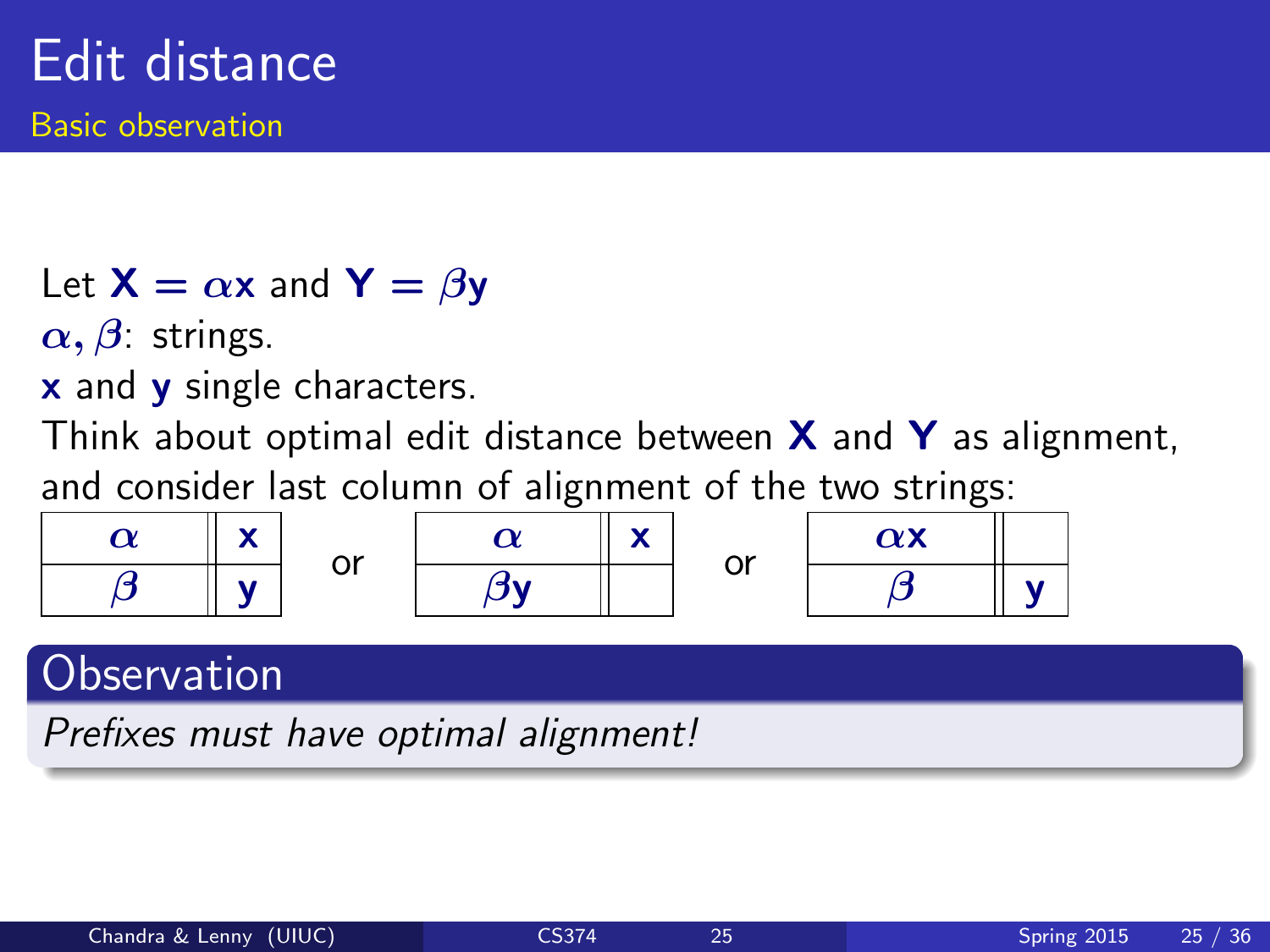# Edit distance

## Basic observation

Let $\mathbf{X} = \alpha\mathbf{x}$ and $\mathbf{Y} = \beta\mathbf{y}$

$\alpha, \beta$: strings.

**x** and **y** single characters.

Think about optimal edit distance between **X** and **Y** as alignment, and consider last column of alignment of the two strings:

| $\alpha$ | $\mathbf{x}$ |
|---|---|
| $\beta$ | $\mathbf{y}$ |

or

| $\alpha$ | $\mathbf{x}$ |
|---|---|
| $\beta\mathbf{y}$ | |

or

| $\alpha\mathbf{x}$ | |
|---|---|
| $\beta$ | $\mathbf{y}$ |

### Observation

*Prefixes must have optimal alignment!*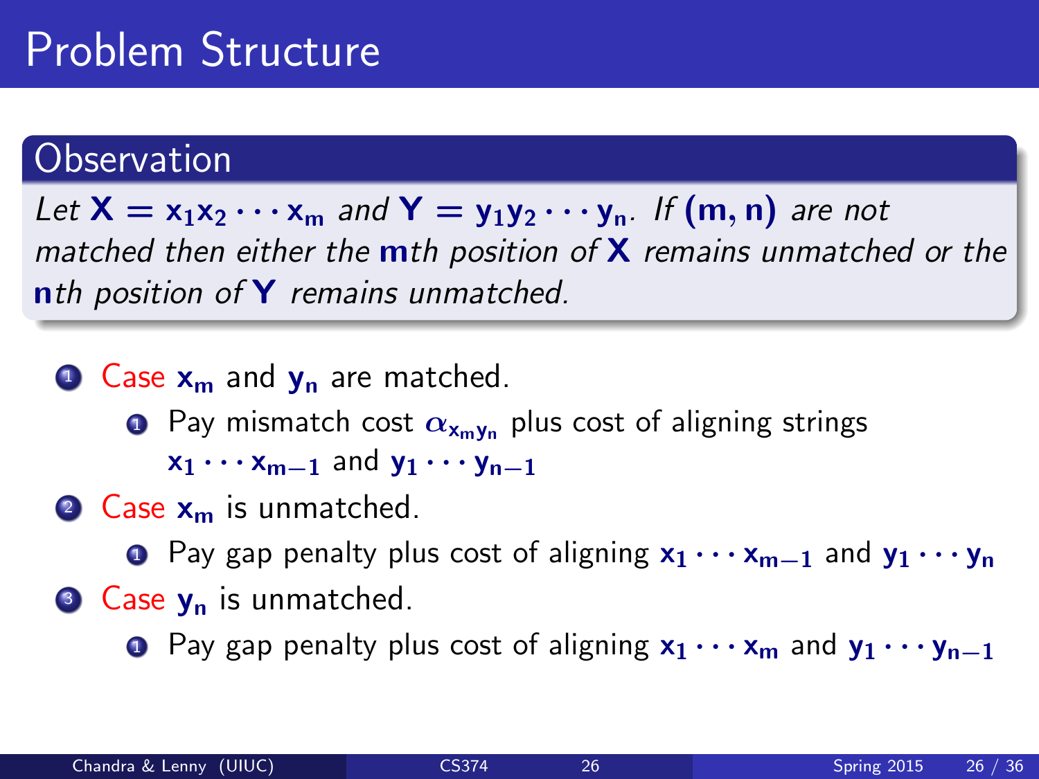# Problem Structure

## Observation

*Let $\mathbf{X} = x_1 x_2 \cdots x_m$ and $\mathbf{Y} = y_1 y_2 \cdots y_n$. If $(\mathbf{m}, \mathbf{n})$ are not matched then either the $\mathbf{m}$th position of $\mathbf{X}$ remains unmatched or the $\mathbf{n}$th position of $\mathbf{Y}$ remains unmatched.*

1. Case $x_m$ and $y_n$ are matched.
   1. Pay mismatch cost $\alpha_{x_m y_n}$ plus cost of aligning strings $x_1 \cdots x_{m-1}$ and $y_1 \cdots y_{n-1}$
2. Case $x_m$ is unmatched.
   1. Pay gap penalty plus cost of aligning $x_1 \cdots x_{m-1}$ and $y_1 \cdots y_n$
3. Case $y_n$ is unmatched.
   1. Pay gap penalty plus cost of aligning $x_1 \cdots x_m$ and $y_1 \cdots y_{n-1}$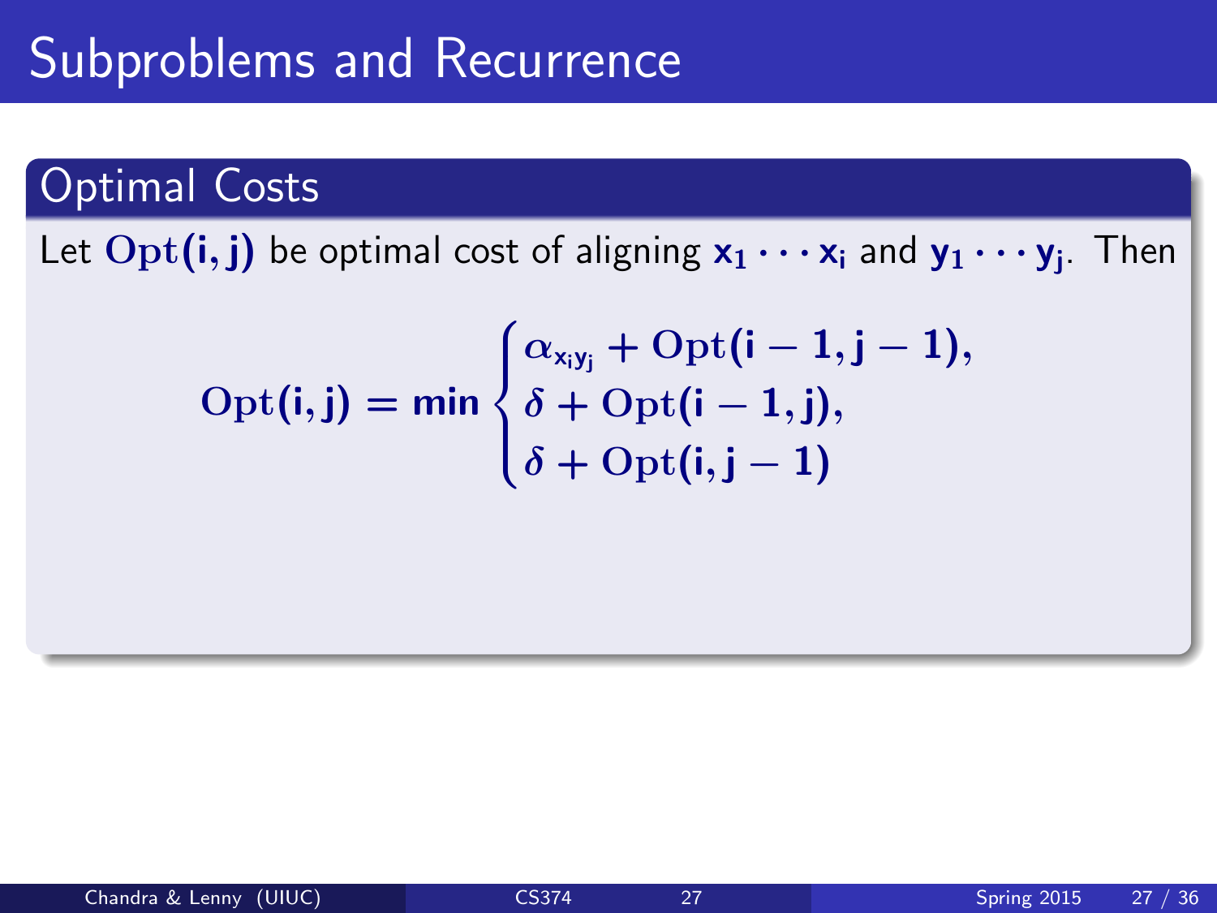# Subproblems and Recurrence

## Optimal Costs

Let $\mathrm{Opt}(i, j)$ be optimal cost of aligning $x_1 \cdots x_i$ and $y_1 \cdots y_j$. Then

$$\mathrm{Opt}(i, j) = \min \begin{cases} \alpha_{x_i y_j} + \mathrm{Opt}(i-1, j-1), \\ \delta + \mathrm{Opt}(i-1, j), \\ \delta + \mathrm{Opt}(i, j-1) \end{cases}$$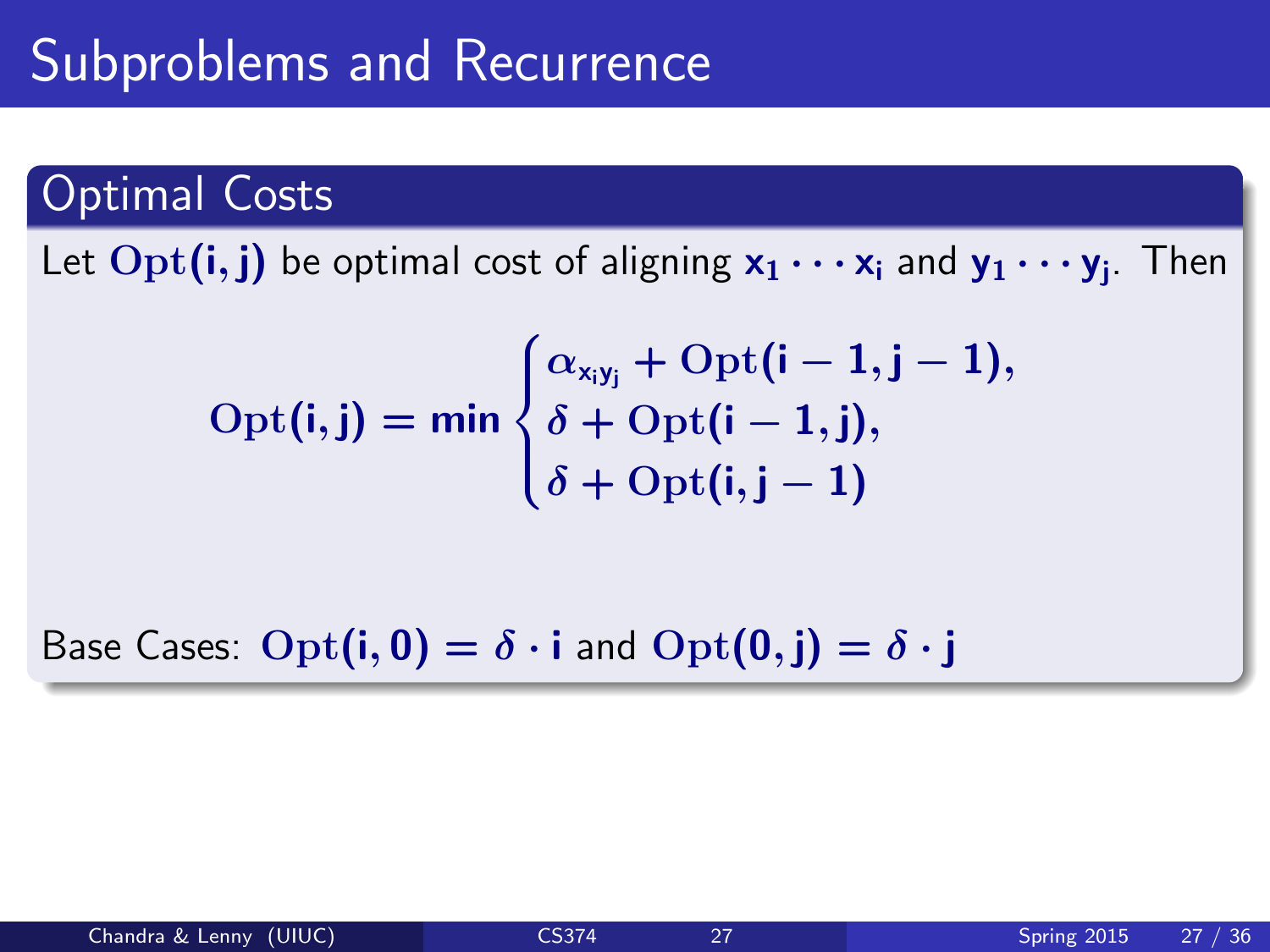# Subproblems and Recurrence

## Optimal Costs

Let $\text{Opt}(i, j)$ be optimal cost of aligning $x_1 \cdots x_i$ and $y_1 \cdots y_j$. Then

$$\text{Opt}(i, j) = \min \begin{cases} \alpha_{x_i y_j} + \text{Opt}(i-1, j-1), \\ \delta + \text{Opt}(i-1, j), \\ \delta + \text{Opt}(i, j-1) \end{cases}$$

Base Cases: $\text{Opt}(i, 0) = \delta \cdot i$ and $\text{Opt}(0, j) = \delta \cdot j$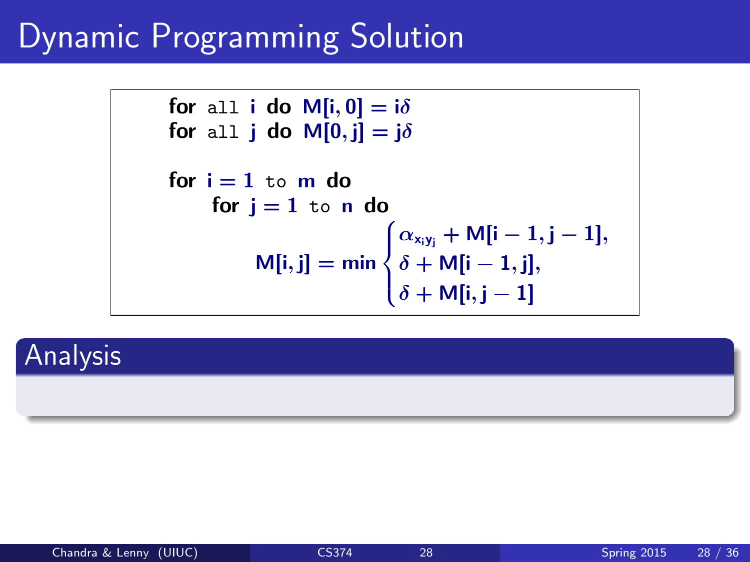# Dynamic Programming Solution

```
for all i do M[i,0] = iδ
for all j do M[0,j] = jδ

for i = 1 to m do
    for j = 1 to n do
```

$$
M[i,j] = \min \begin{cases} \alpha_{x_i y_j} + M[i-1, j-1], \\ \delta + M[i-1, j], \\ \delta + M[i, j-1] \end{cases}
$$

## Analysis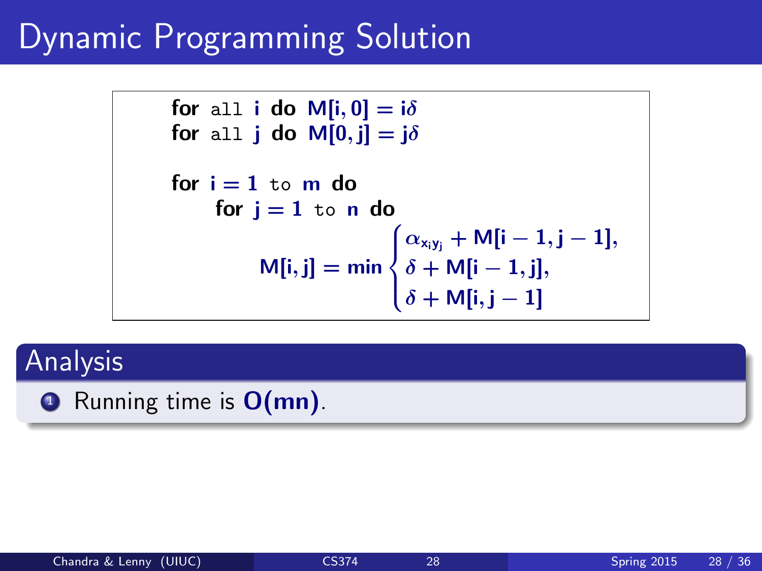# Dynamic Programming Solution

for all $i$ do $M[i, 0] = i\delta$
for all $j$ do $M[0, j] = j\delta$

for $i = 1$ to $m$ do
  for $j = 1$ to $n$ do

$$M[i, j] = \min \begin{cases} \alpha_{x_i y_j} + M[i-1, j-1], \\ \delta + M[i-1, j], \\ \delta + M[i, j-1] \end{cases}$$

## Analysis

1. Running time is $O(mn)$.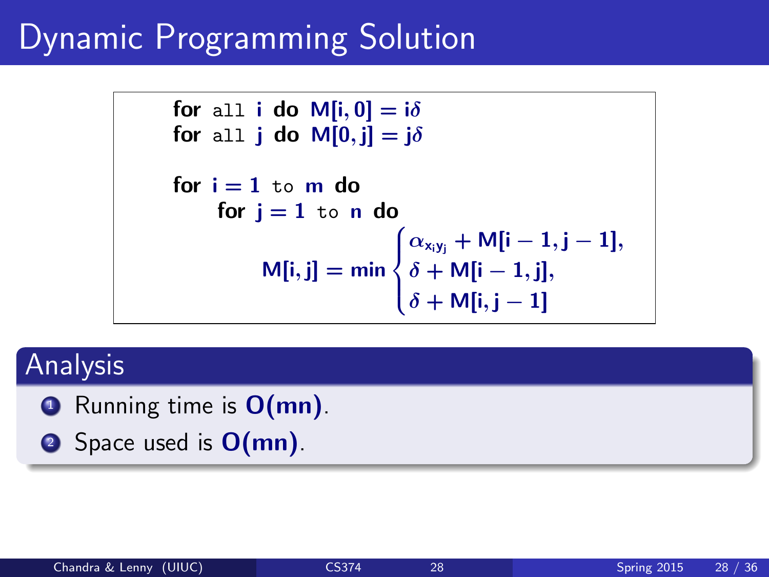# Dynamic Programming Solution

```
for all i do M[i,0] = iδ
for all j do M[0,j] = jδ

for i = 1 to m do
    for j = 1 to n do
```

$$M[i,j] = \min \begin{cases} \alpha_{x_i y_j} + M[i-1,j-1], \\ \delta + M[i-1,j], \\ \delta + M[i,j-1] \end{cases}$$

## Analysis

1. Running time is $O(mn)$.
2. Space used is $O(mn)$.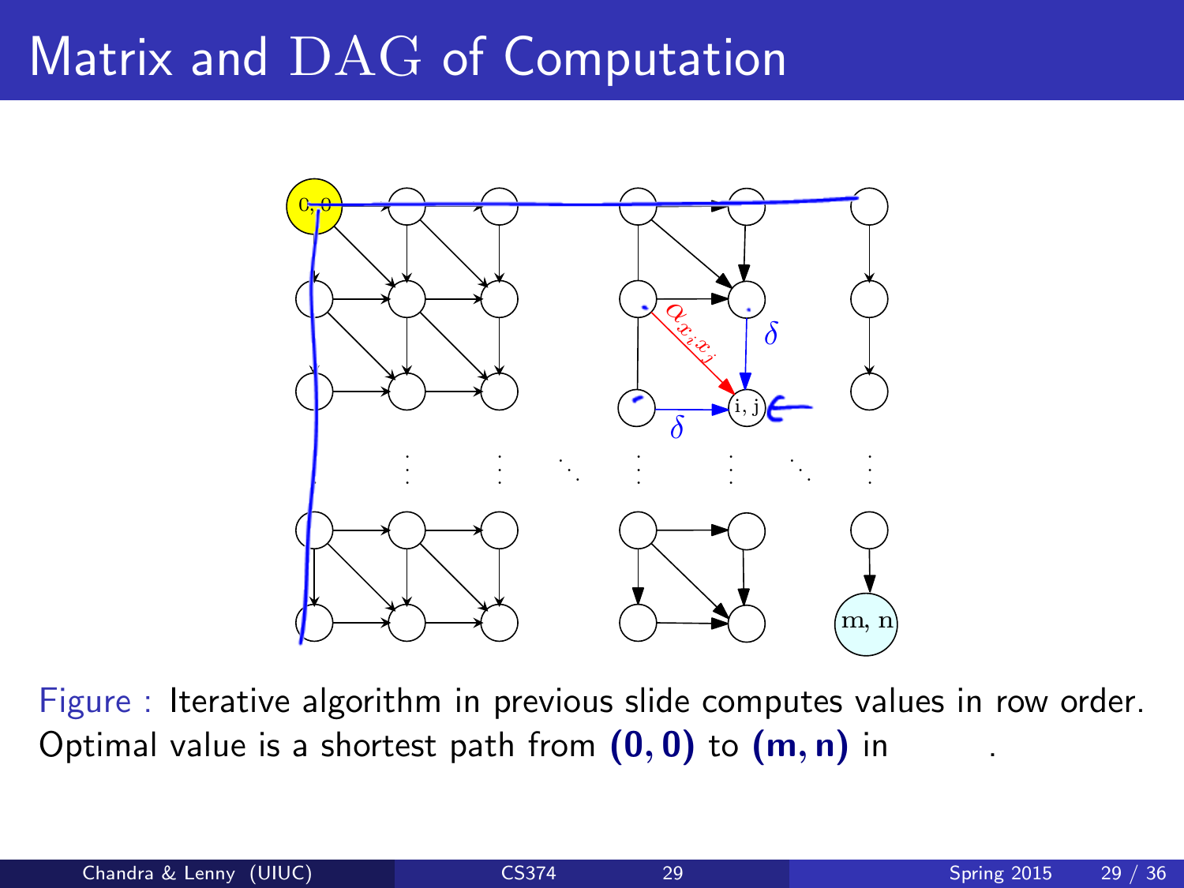# Matrix and DAG of Computation

Figure : Iterative algorithm in previous slide computes values in row order. Optimal value is a shortest path from **(0, 0)** to **(m, n)** in .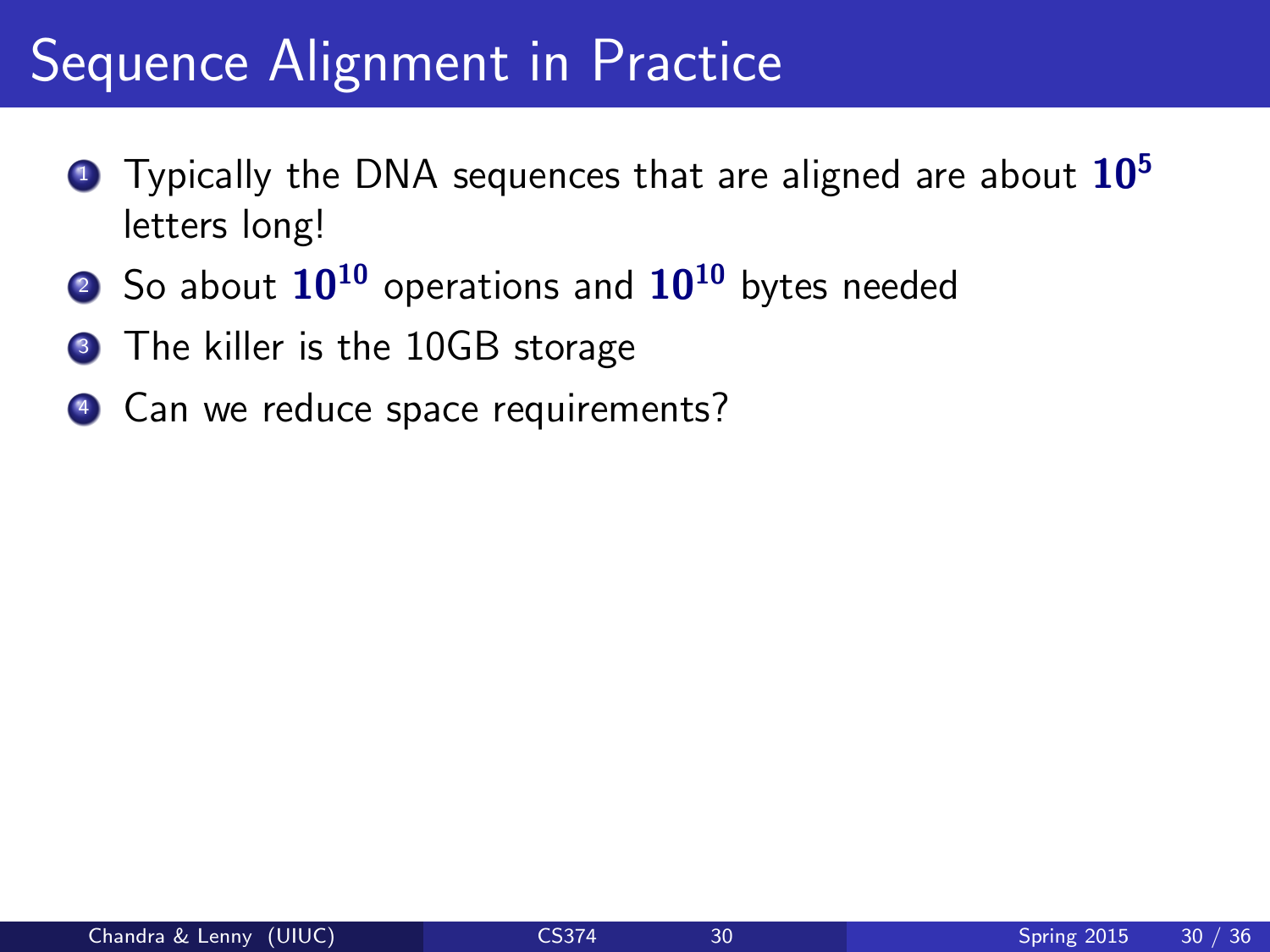# Sequence Alignment in Practice

1. Typically the DNA sequences that are aligned are about $\mathbf{10^5}$ letters long!
2. So about $\mathbf{10^{10}}$ operations and $\mathbf{10^{10}}$ bytes needed
3. The killer is the 10GB storage
4. Can we reduce space requirements?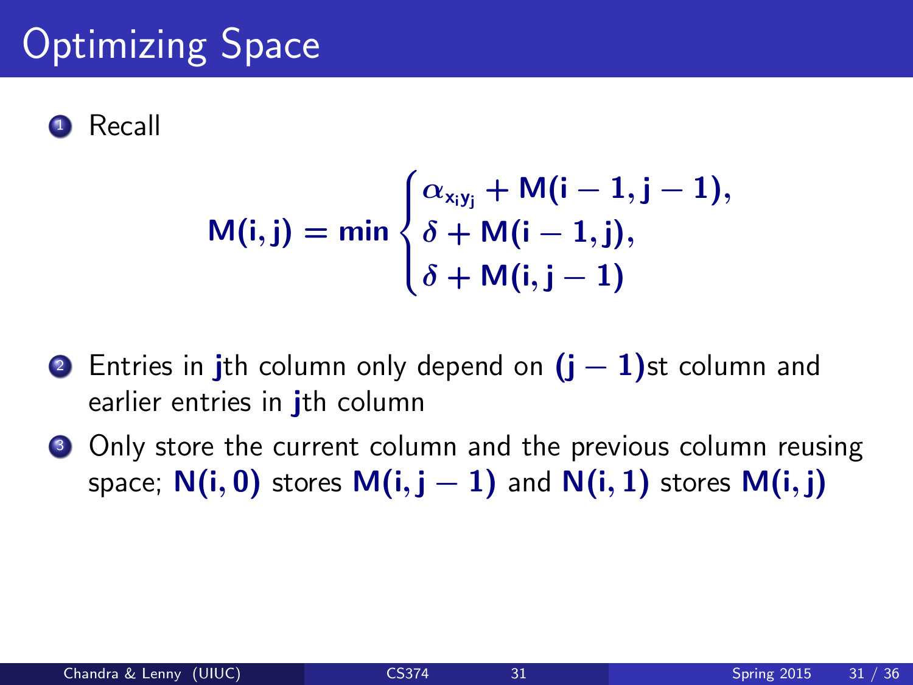# Optimizing Space

1. Recall

$$\mathbf{M(i,j)} = \min \begin{cases} \alpha_{x_i y_j} + \mathbf{M(i-1, j-1)}, \\ \delta + \mathbf{M(i-1, j)}, \\ \delta + \mathbf{M(i, j-1)} \end{cases}$$

2. Entries in $\mathbf{j}$th column only depend on $\mathbf{(j-1)}$st column and earlier entries in $\mathbf{j}$th column
3. Only store the current column and the previous column reusing space; $\mathbf{N(i,0)}$ stores $\mathbf{M(i,j-1)}$ and $\mathbf{N(i,1)}$ stores $\mathbf{M(i,j)}$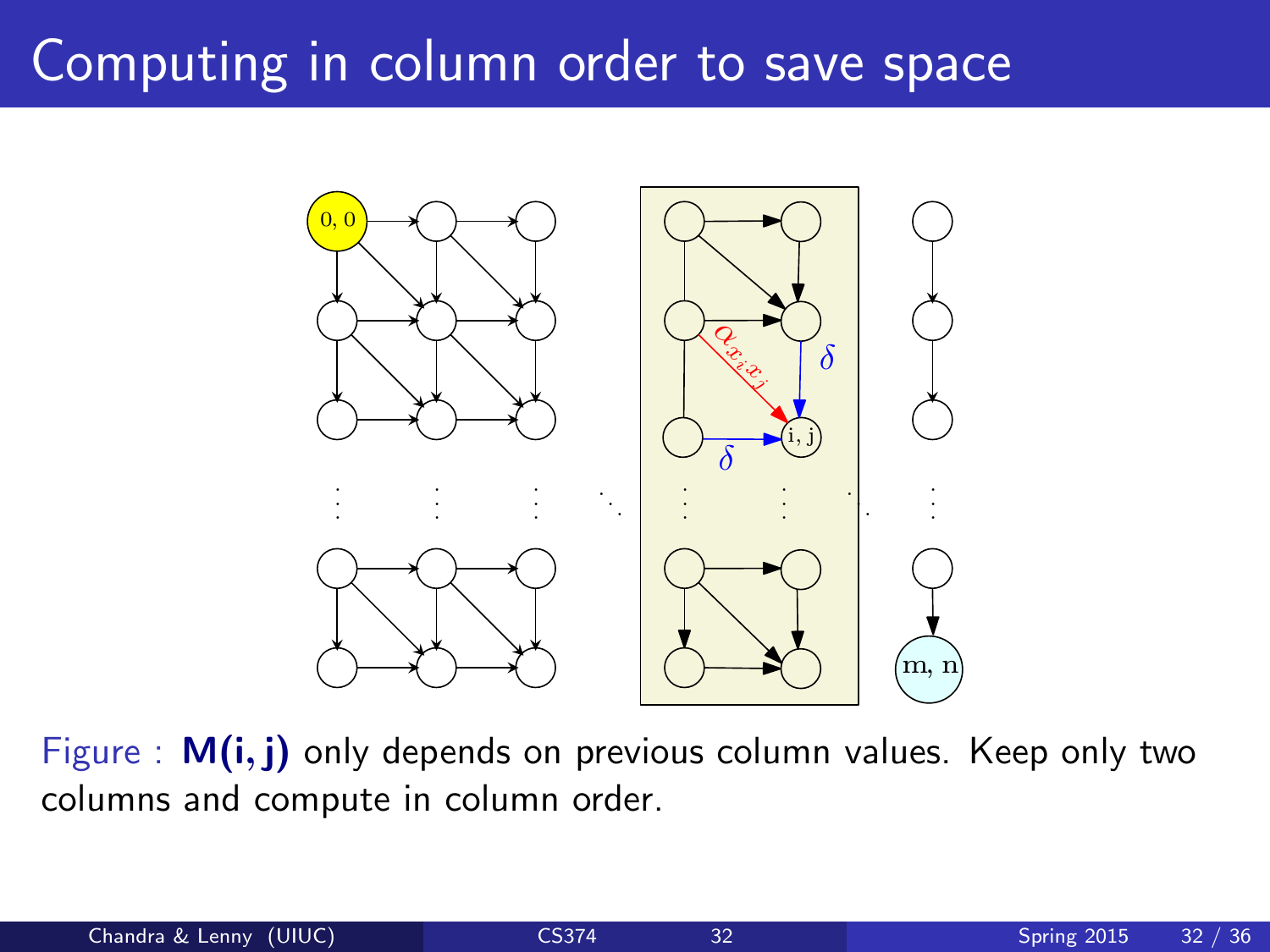# Computing in column order to save space

Figure : **M(i, j)** only depends on previous column values. Keep only two columns and compute in column order.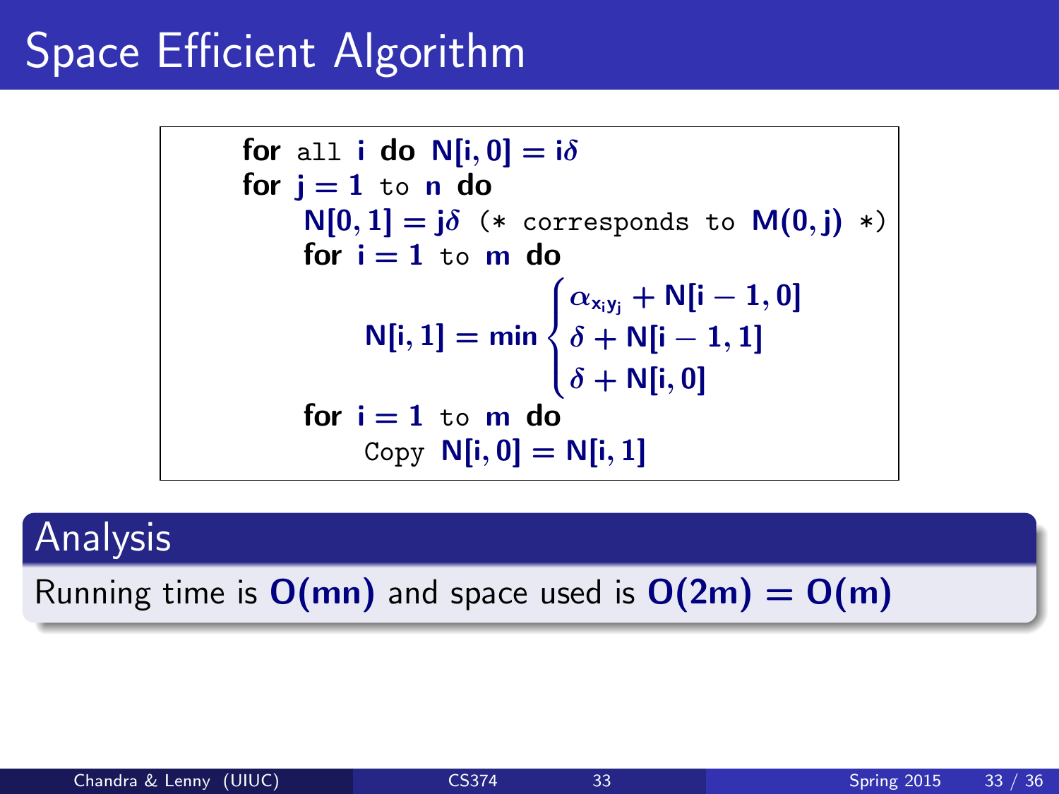# Space Efficient Algorithm

for all $i$ do $N[i,0] = i\delta$
for $j = 1$ to $n$ do
  $N[0,1] = j\delta$ (* corresponds to $M(0,j)$ *)
  for $i = 1$ to $m$ do

$$N[i,1] = \min \begin{cases} \alpha_{x_i y_j} + N[i-1,0] \\ \delta + N[i-1,1] \\ \delta + N[i,0] \end{cases}$$

  for $i = 1$ to $m$ do
    Copy $N[i,0] = N[i,1]$

## Analysis

Running time is $O(mn)$ and space used is $O(2m) = O(m)$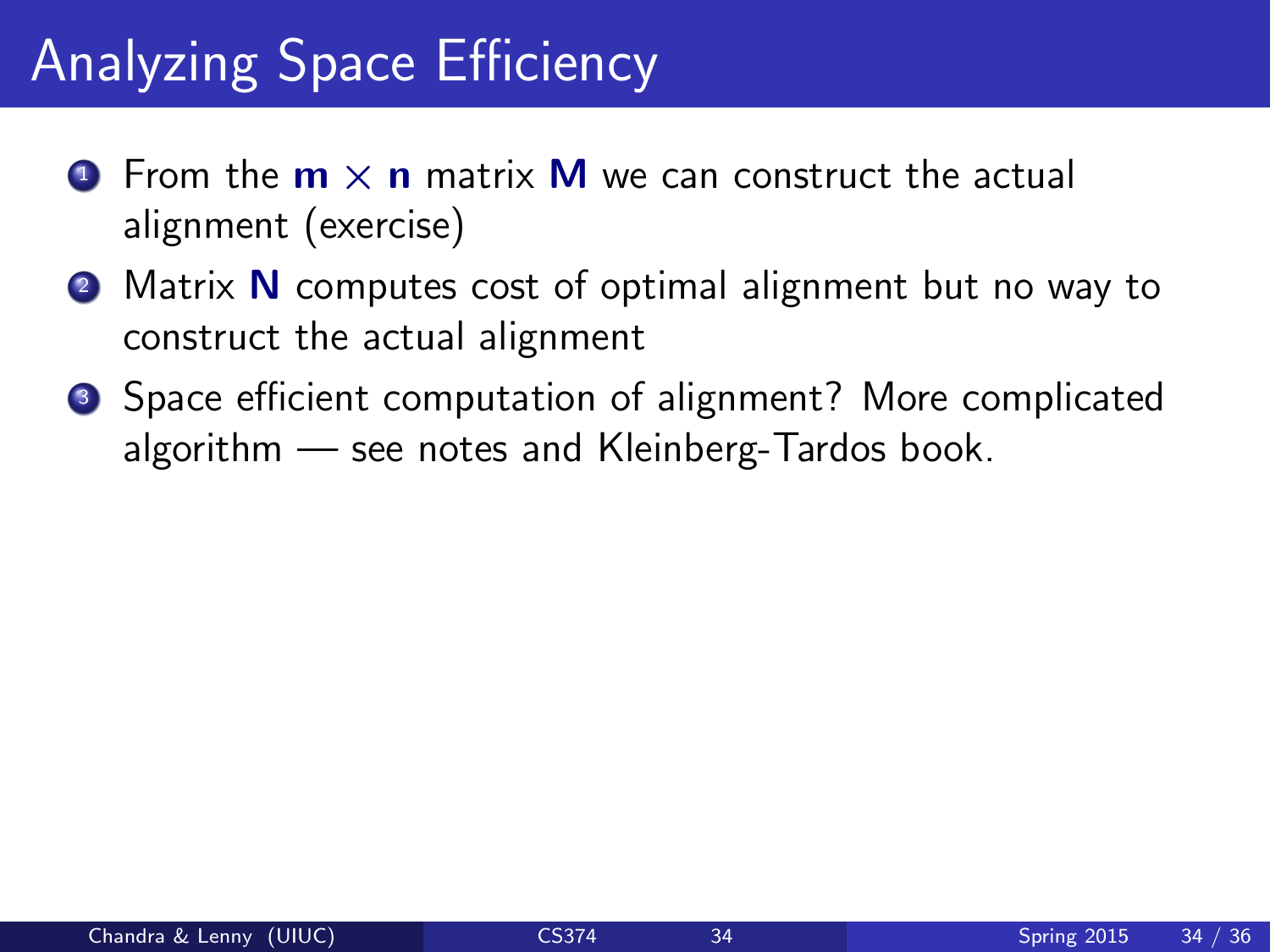# Analyzing Space Efficiency

1. From the $\mathbf{m} \times \mathbf{n}$ matrix $\mathbf{M}$ we can construct the actual alignment (exercise)
2. Matrix $\mathbf{N}$ computes cost of optimal alignment but no way to construct the actual alignment
3. Space efficient computation of alignment? More complicated algorithm — see notes and Kleinberg-Tardos book.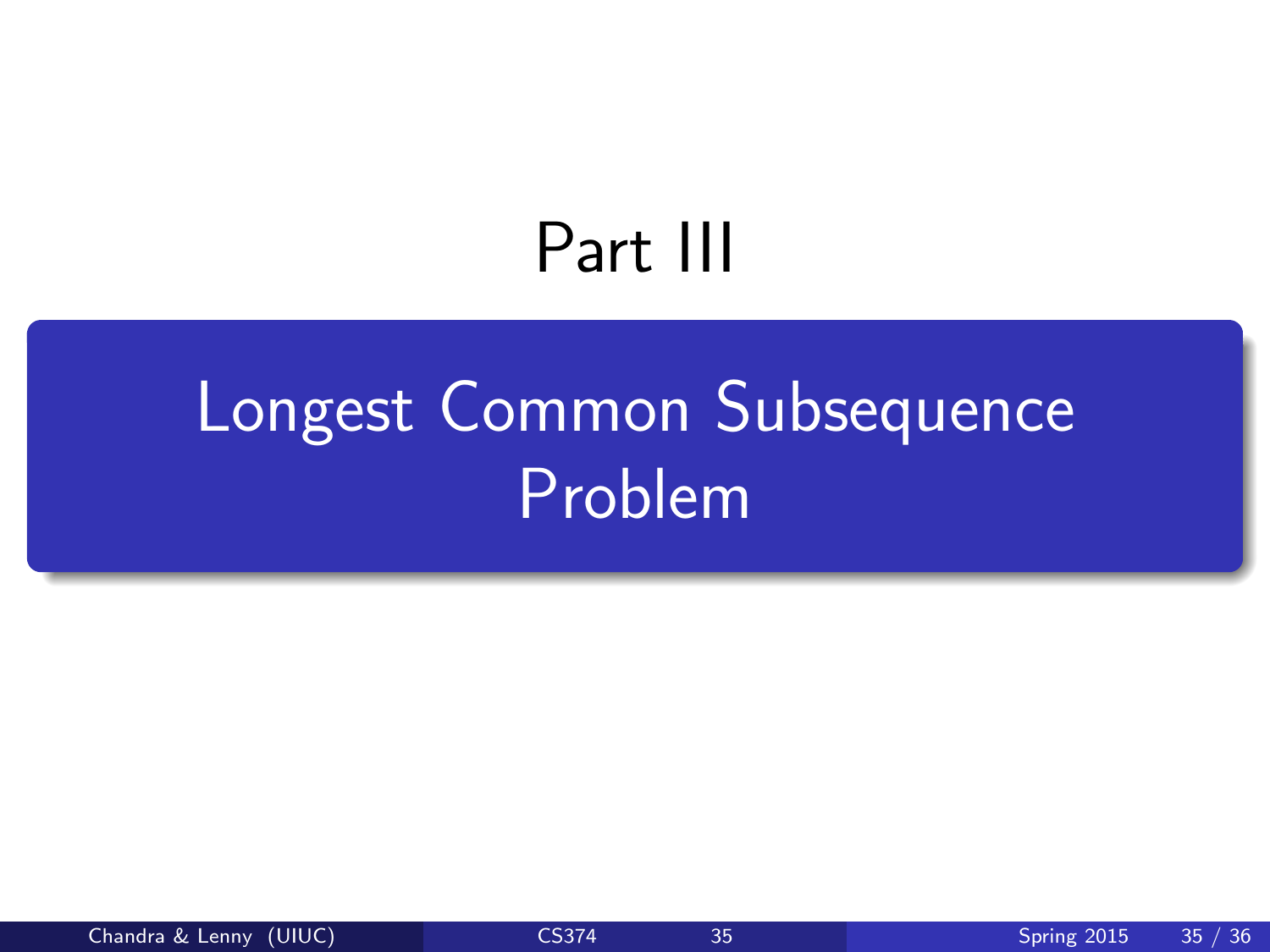# Part III

## Longest Common Subsequence Problem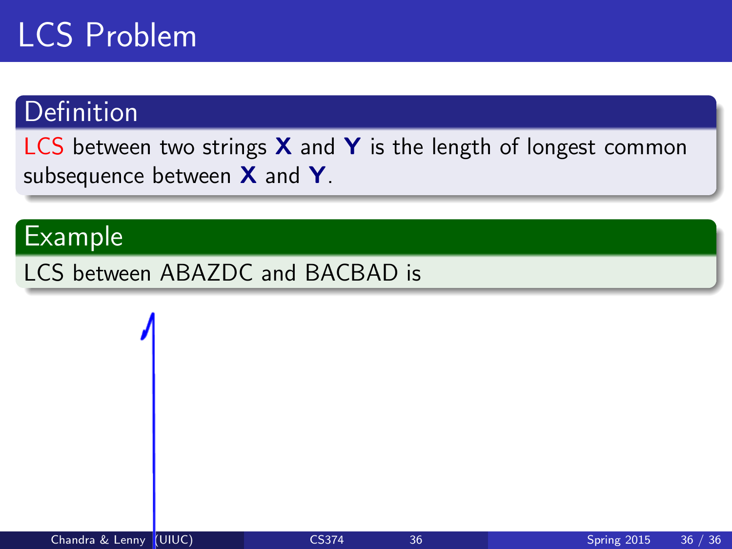# LCS Problem

## Definition

LCS between two strings **X** and **Y** is the length of longest common subsequence between **X** and **Y**.

## Example

LCS between ABAZDC and BACBAD is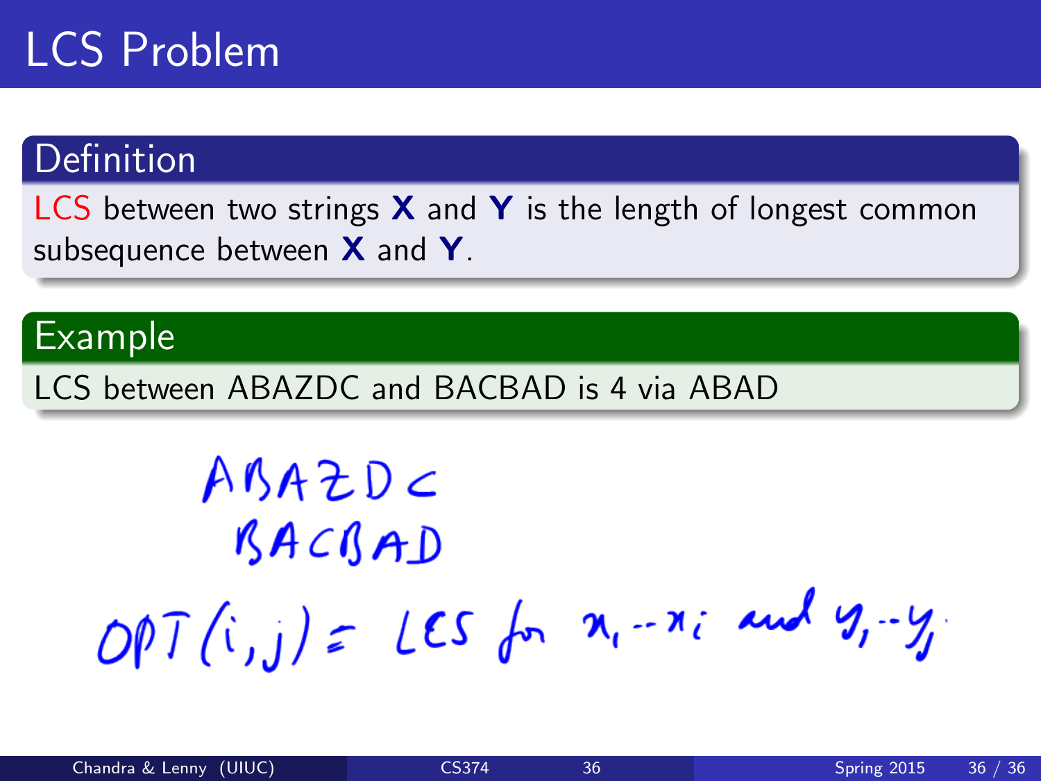# LCS Problem

## Definition

LCS between two strings **X** and **Y** is the length of longest common subsequence between **X** and **Y**.

## Example

LCS between ABAZDC and BACBAD is 4 via ABAD

ABAZDC

BACBAD

$OPT(i,j)$ = LCS for $x_1 \dots x_i$ and $y_1 \dots y_j$.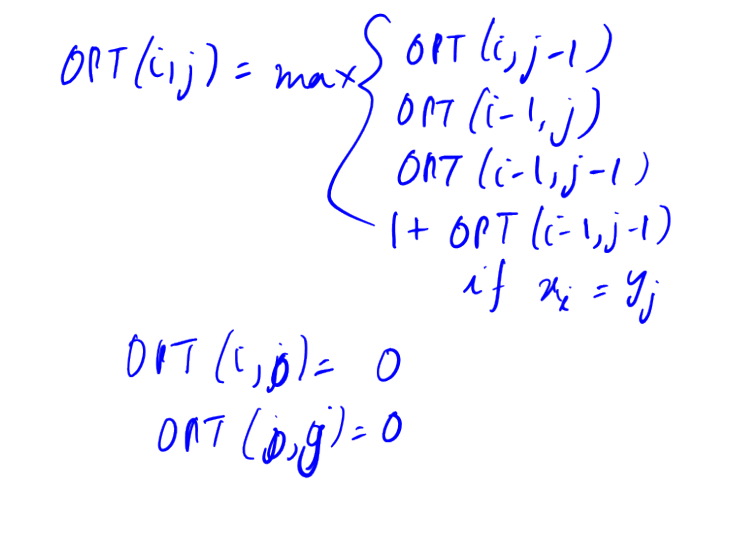$$
OPT(i,j) = \max \begin{cases} OPT(i, j-1) \\ OPT(i-1, j) \\ OPT(i-1, j-1) \\ 1 + OPT(i-1, j-1) \quad \text{if } x_i = y_j \end{cases}
$$

$$OPT(i, 0) = 0$$

$$OPT(0, j) = 0$$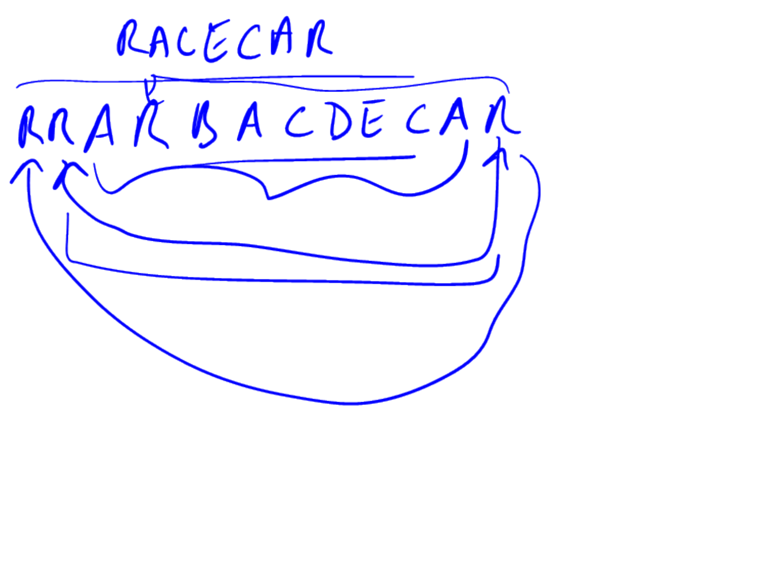RACECAR

RRARBACDECAR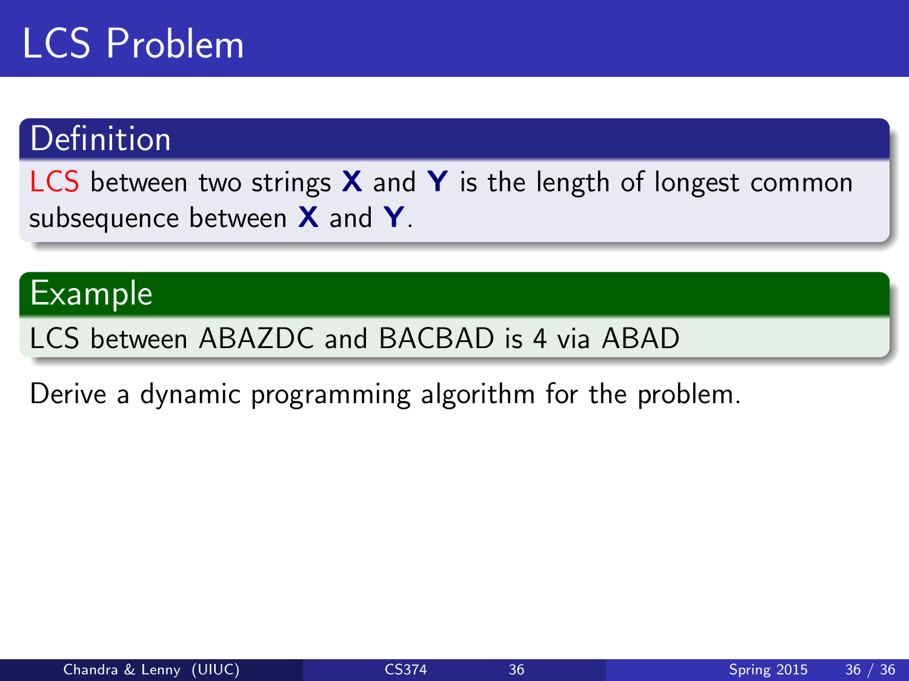# LCS Problem

## Definition

LCS between two strings **X** and **Y** is the length of longest common subsequence between **X** and **Y**.

## Example

LCS between ABAZDC and BACBAD is 4 via ABAD

Derive a dynamic programming algorithm for the problem.